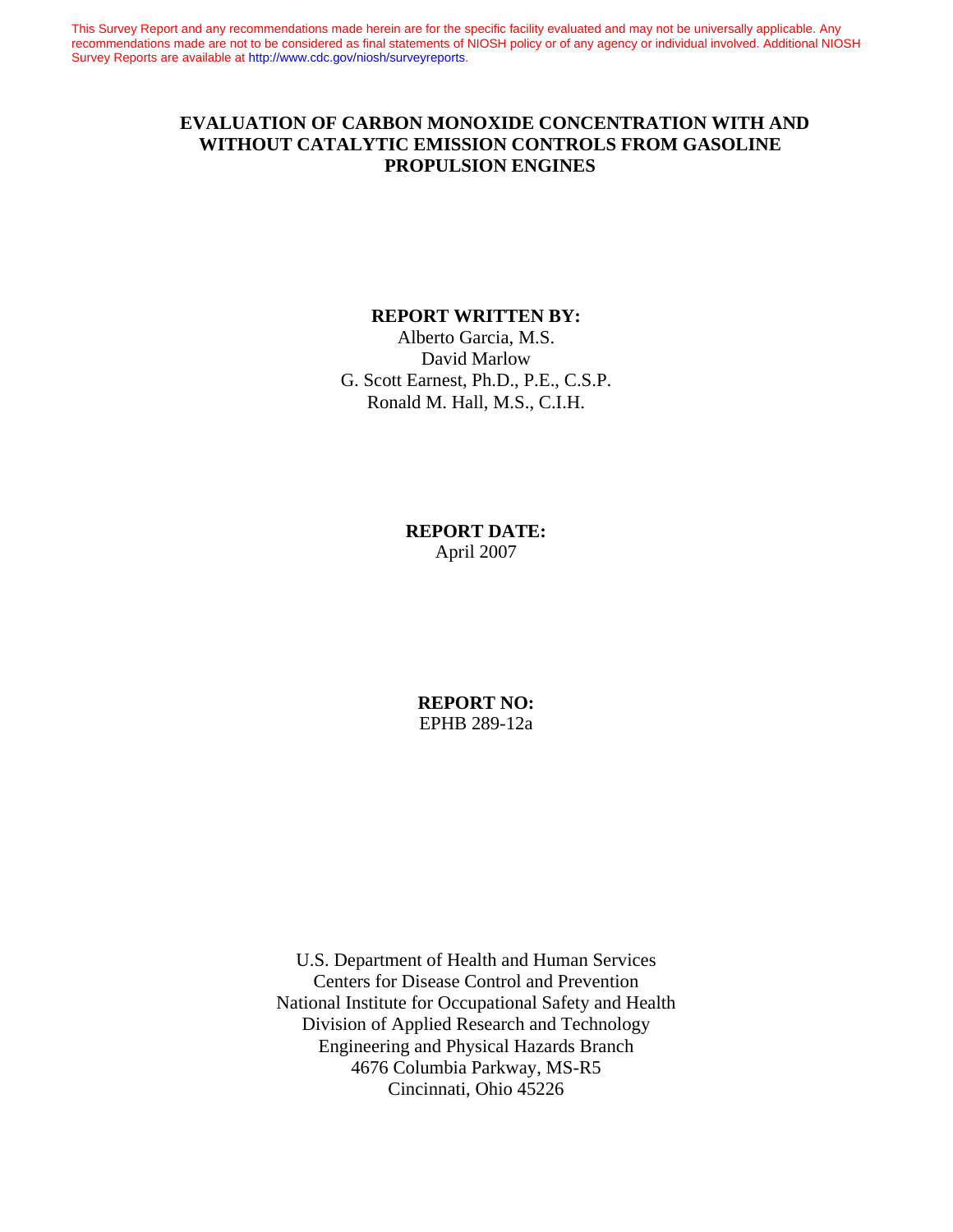This Survey Report and any recommendations made herein are for the specific facility evaluated and may not be universally applicable. Any recommendations made are not to be considered as final statements of NIOSH policy or of any agency or individual involved. Additional NIOSH Survey Reports are available at http://www.cdc.gov/niosh/surveyreports.

# EVALUATION OF CARBON MONOXIDE CONCENTRATION WITH AND WITHOUT CATALYTIC EMISSION CONTROLS FROM GASOLINE PROPULSION ENGINES

**REPORT WRITTEN BY:**

Alberto Garcia, M.S.
David Marlow
G. Scott Earnest, Ph.D., P.E., C.S.P.
Ronald M. Hall, M.S., C.I.H.

**REPORT DATE:**

April 2007

**REPORT NO:**

EPHB 289-12a

U.S. Department of Health and Human Services
Centers for Disease Control and Prevention
National Institute for Occupational Safety and Health
Division of Applied Research and Technology
Engineering and Physical Hazards Branch
4676 Columbia Parkway, MS-R5
Cincinnati, Ohio 45226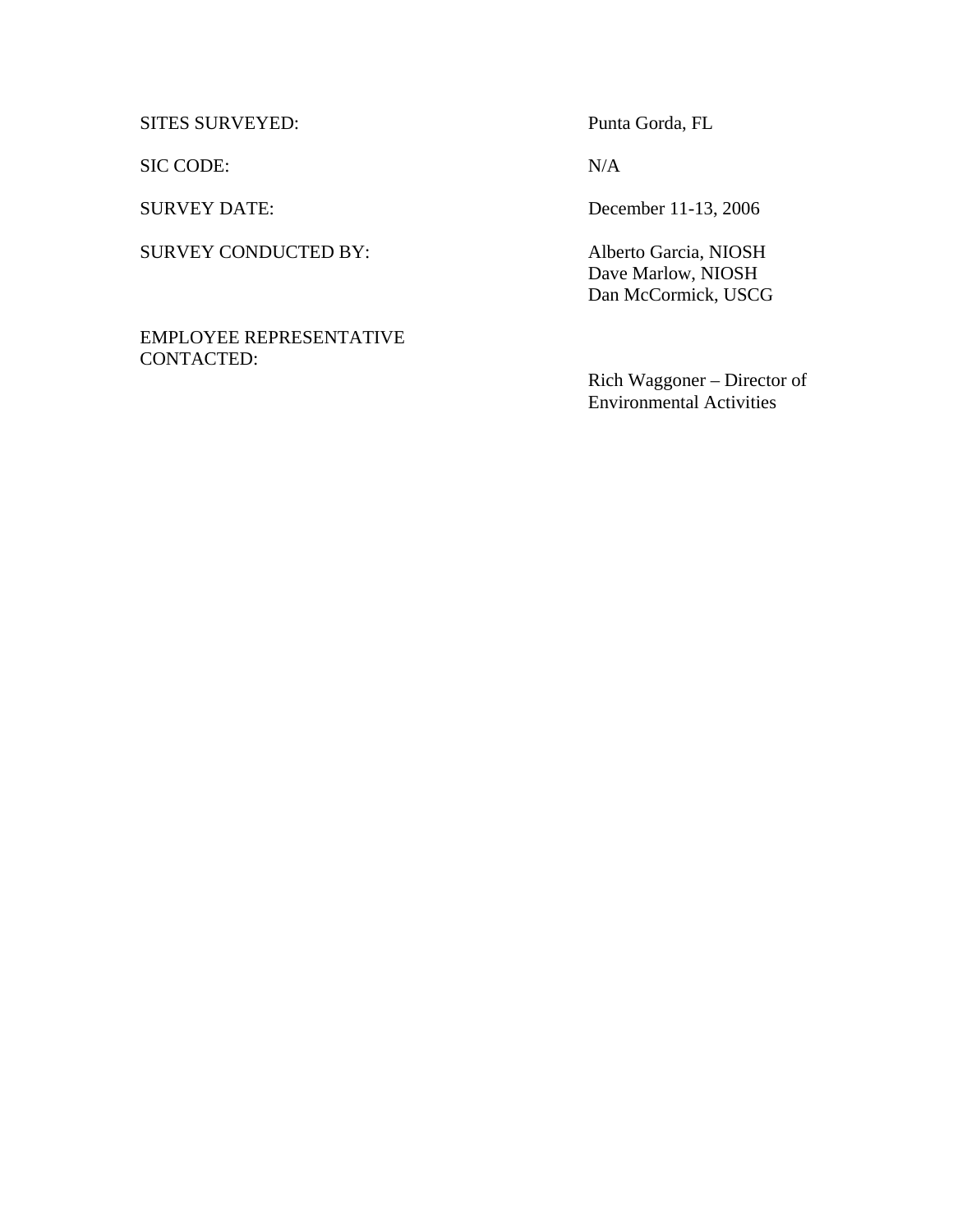| | |
|---|---|
| SITES SURVEYED: | Punta Gorda, FL |
| SIC CODE: | N/A |
| SURVEY DATE: | December 11-13, 2006 |
| SURVEY CONDUCTED BY: | Alberto Garcia, NIOSH<br>Dave Marlow, NIOSH<br>Dan McCormick, USCG |
| EMPLOYEE REPRESENTATIVE CONTACTED: | Rich Waggoner – Director of Environmental Activities |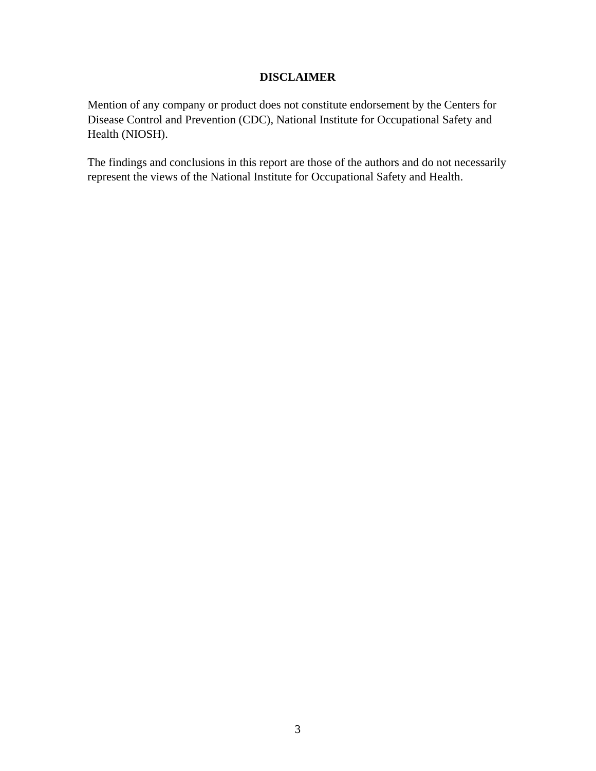## DISCLAIMER

Mention of any company or product does not constitute endorsement by the Centers for Disease Control and Prevention (CDC), National Institute for Occupational Safety and Health (NIOSH).

The findings and conclusions in this report are those of the authors and do not necessarily represent the views of the National Institute for Occupational Safety and Health.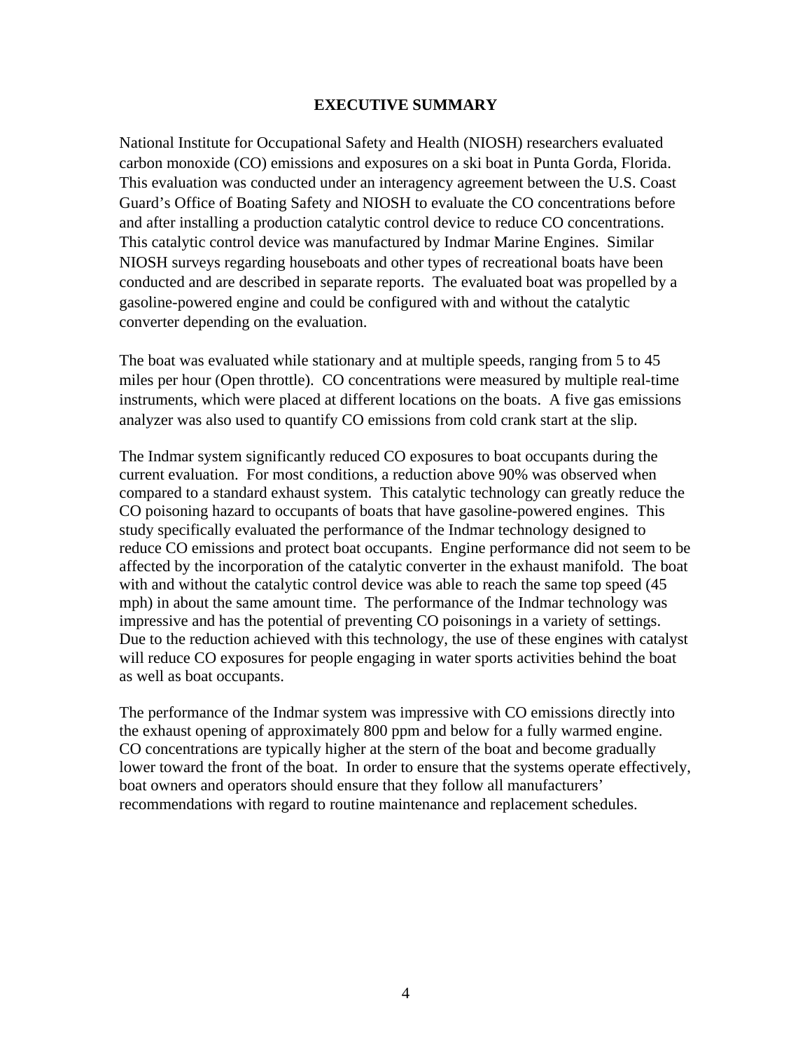## EXECUTIVE SUMMARY

National Institute for Occupational Safety and Health (NIOSH) researchers evaluated carbon monoxide (CO) emissions and exposures on a ski boat in Punta Gorda, Florida. This evaluation was conducted under an interagency agreement between the U.S. Coast Guard's Office of Boating Safety and NIOSH to evaluate the CO concentrations before and after installing a production catalytic control device to reduce CO concentrations. This catalytic control device was manufactured by Indmar Marine Engines. Similar NIOSH surveys regarding houseboats and other types of recreational boats have been conducted and are described in separate reports. The evaluated boat was propelled by a gasoline-powered engine and could be configured with and without the catalytic converter depending on the evaluation.

The boat was evaluated while stationary and at multiple speeds, ranging from 5 to 45 miles per hour (Open throttle). CO concentrations were measured by multiple real-time instruments, which were placed at different locations on the boats. A five gas emissions analyzer was also used to quantify CO emissions from cold crank start at the slip.

The Indmar system significantly reduced CO exposures to boat occupants during the current evaluation. For most conditions, a reduction above 90% was observed when compared to a standard exhaust system. This catalytic technology can greatly reduce the CO poisoning hazard to occupants of boats that have gasoline-powered engines. This study specifically evaluated the performance of the Indmar technology designed to reduce CO emissions and protect boat occupants. Engine performance did not seem to be affected by the incorporation of the catalytic converter in the exhaust manifold. The boat with and without the catalytic control device was able to reach the same top speed (45 mph) in about the same amount time. The performance of the Indmar technology was impressive and has the potential of preventing CO poisonings in a variety of settings. Due to the reduction achieved with this technology, the use of these engines with catalyst will reduce CO exposures for people engaging in water sports activities behind the boat as well as boat occupants.

The performance of the Indmar system was impressive with CO emissions directly into the exhaust opening of approximately 800 ppm and below for a fully warmed engine. CO concentrations are typically higher at the stern of the boat and become gradually lower toward the front of the boat. In order to ensure that the systems operate effectively, boat owners and operators should ensure that they follow all manufacturers' recommendations with regard to routine maintenance and replacement schedules.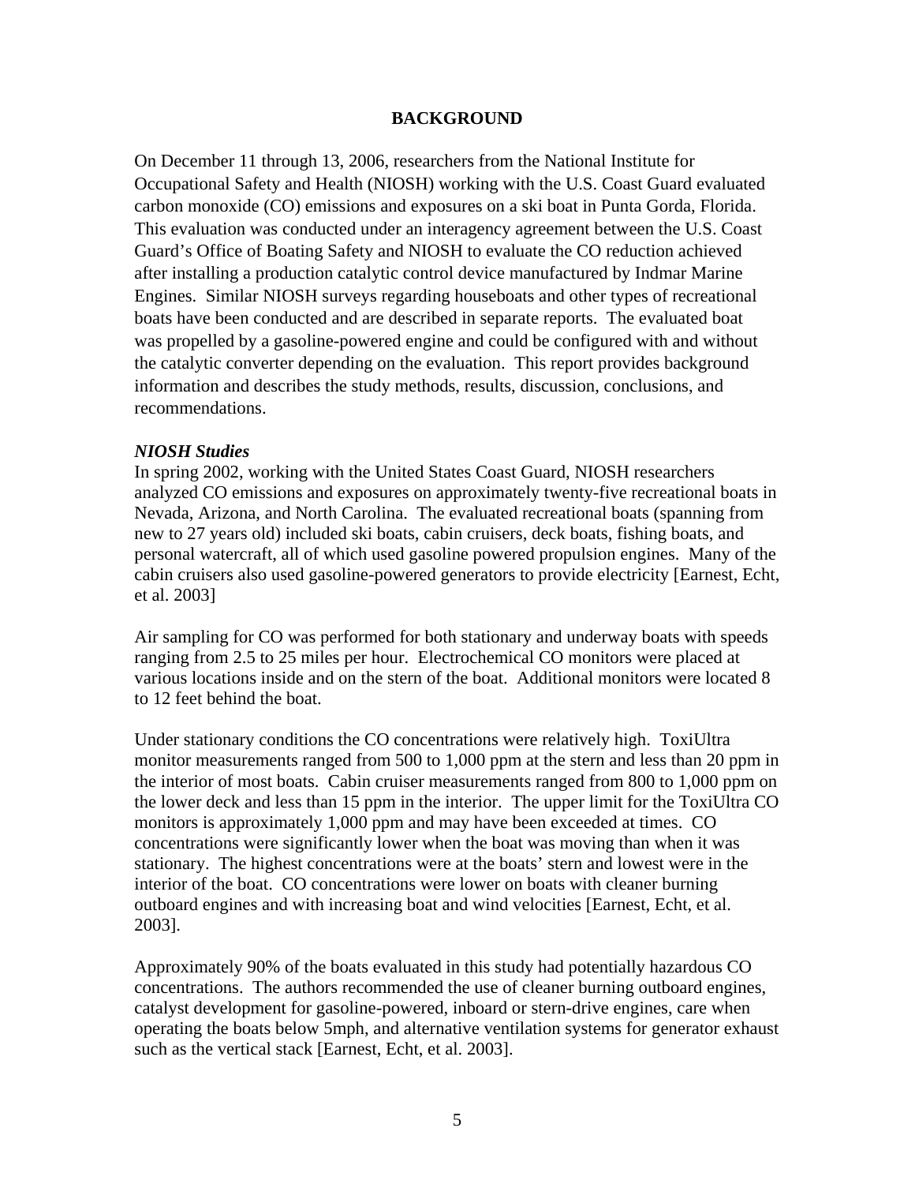# BACKGROUND

On December 11 through 13, 2006, researchers from the National Institute for Occupational Safety and Health (NIOSH) working with the U.S. Coast Guard evaluated carbon monoxide (CO) emissions and exposures on a ski boat in Punta Gorda, Florida. This evaluation was conducted under an interagency agreement between the U.S. Coast Guard's Office of Boating Safety and NIOSH to evaluate the CO reduction achieved after installing a production catalytic control device manufactured by Indmar Marine Engines. Similar NIOSH surveys regarding houseboats and other types of recreational boats have been conducted and are described in separate reports. The evaluated boat was propelled by a gasoline-powered engine and could be configured with and without the catalytic converter depending on the evaluation. This report provides background information and describes the study methods, results, discussion, conclusions, and recommendations.

### *NIOSH Studies*

In spring 2002, working with the United States Coast Guard, NIOSH researchers analyzed CO emissions and exposures on approximately twenty-five recreational boats in Nevada, Arizona, and North Carolina. The evaluated recreational boats (spanning from new to 27 years old) included ski boats, cabin cruisers, deck boats, fishing boats, and personal watercraft, all of which used gasoline powered propulsion engines. Many of the cabin cruisers also used gasoline-powered generators to provide electricity [Earnest, Echt, et al. 2003]

Air sampling for CO was performed for both stationary and underway boats with speeds ranging from 2.5 to 25 miles per hour. Electrochemical CO monitors were placed at various locations inside and on the stern of the boat. Additional monitors were located 8 to 12 feet behind the boat.

Under stationary conditions the CO concentrations were relatively high. ToxiUltra monitor measurements ranged from 500 to 1,000 ppm at the stern and less than 20 ppm in the interior of most boats. Cabin cruiser measurements ranged from 800 to 1,000 ppm on the lower deck and less than 15 ppm in the interior. The upper limit for the ToxiUltra CO monitors is approximately 1,000 ppm and may have been exceeded at times. CO concentrations were significantly lower when the boat was moving than when it was stationary. The highest concentrations were at the boats' stern and lowest were in the interior of the boat. CO concentrations were lower on boats with cleaner burning outboard engines and with increasing boat and wind velocities [Earnest, Echt, et al. 2003].

Approximately 90% of the boats evaluated in this study had potentially hazardous CO concentrations. The authors recommended the use of cleaner burning outboard engines, catalyst development for gasoline-powered, inboard or stern-drive engines, care when operating the boats below 5mph, and alternative ventilation systems for generator exhaust such as the vertical stack [Earnest, Echt, et al. 2003].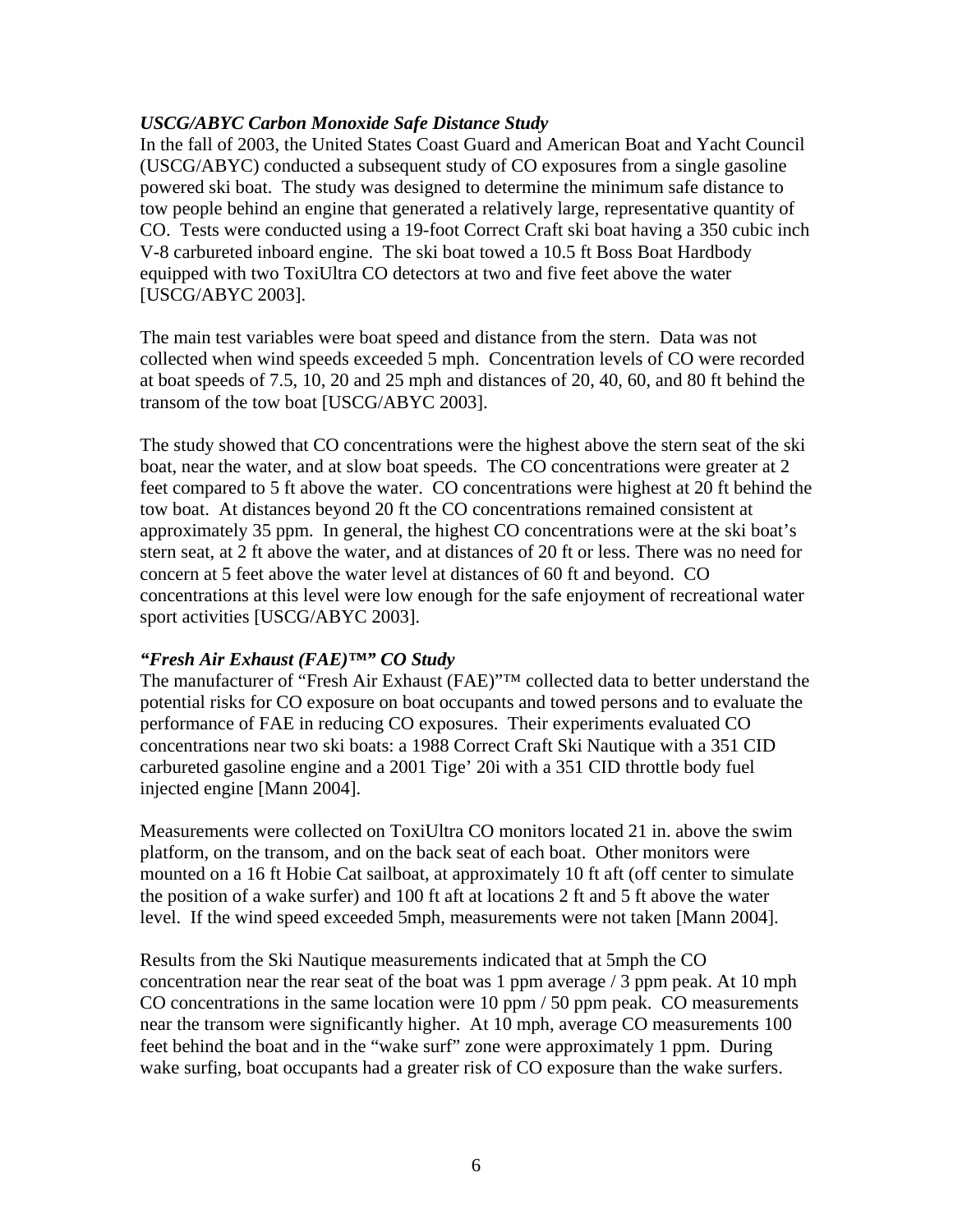***USCG/ABYC Carbon Monoxide Safe Distance Study***

In the fall of 2003, the United States Coast Guard and American Boat and Yacht Council (USCG/ABYC) conducted a subsequent study of CO exposures from a single gasoline powered ski boat. The study was designed to determine the minimum safe distance to tow people behind an engine that generated a relatively large, representative quantity of CO. Tests were conducted using a 19-foot Correct Craft ski boat having a 350 cubic inch V-8 carbureted inboard engine. The ski boat towed a 10.5 ft Boss Boat Hardbody equipped with two ToxiUltra CO detectors at two and five feet above the water [USCG/ABYC 2003].

The main test variables were boat speed and distance from the stern. Data was not collected when wind speeds exceeded 5 mph. Concentration levels of CO were recorded at boat speeds of 7.5, 10, 20 and 25 mph and distances of 20, 40, 60, and 80 ft behind the transom of the tow boat [USCG/ABYC 2003].

The study showed that CO concentrations were the highest above the stern seat of the ski boat, near the water, and at slow boat speeds. The CO concentrations were greater at 2 feet compared to 5 ft above the water. CO concentrations were highest at 20 ft behind the tow boat. At distances beyond 20 ft the CO concentrations remained consistent at approximately 35 ppm. In general, the highest CO concentrations were at the ski boat's stern seat, at 2 ft above the water, and at distances of 20 ft or less. There was no need for concern at 5 feet above the water level at distances of 60 ft and beyond. CO concentrations at this level were low enough for the safe enjoyment of recreational water sport activities [USCG/ABYC 2003].

***"Fresh Air Exhaust (FAE)™" CO Study***

The manufacturer of "Fresh Air Exhaust (FAE)"™ collected data to better understand the potential risks for CO exposure on boat occupants and towed persons and to evaluate the performance of FAE in reducing CO exposures. Their experiments evaluated CO concentrations near two ski boats: a 1988 Correct Craft Ski Nautique with a 351 CID carbureted gasoline engine and a 2001 Tige' 20i with a 351 CID throttle body fuel injected engine [Mann 2004].

Measurements were collected on ToxiUltra CO monitors located 21 in. above the swim platform, on the transom, and on the back seat of each boat. Other monitors were mounted on a 16 ft Hobie Cat sailboat, at approximately 10 ft aft (off center to simulate the position of a wake surfer) and 100 ft aft at locations 2 ft and 5 ft above the water level. If the wind speed exceeded 5mph, measurements were not taken [Mann 2004].

Results from the Ski Nautique measurements indicated that at 5mph the CO concentration near the rear seat of the boat was 1 ppm average / 3 ppm peak. At 10 mph CO concentrations in the same location were 10 ppm / 50 ppm peak. CO measurements near the transom were significantly higher. At 10 mph, average CO measurements 100 feet behind the boat and in the "wake surf" zone were approximately 1 ppm. During wake surfing, boat occupants had a greater risk of CO exposure than the wake surfers.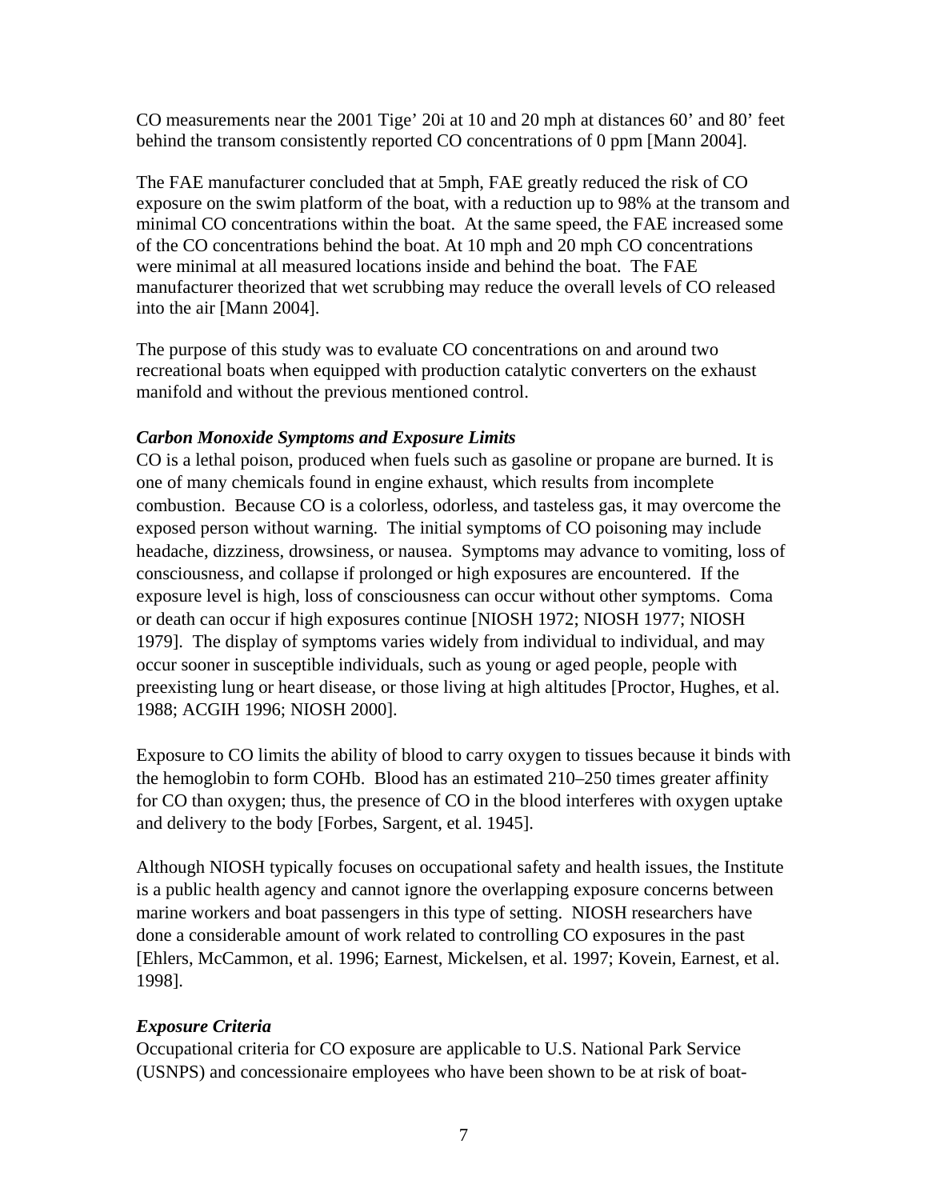CO measurements near the 2001 Tige' 20i at 10 and 20 mph at distances 60' and 80' feet behind the transom consistently reported CO concentrations of 0 ppm [Mann 2004].

The FAE manufacturer concluded that at 5mph, FAE greatly reduced the risk of CO exposure on the swim platform of the boat, with a reduction up to 98% at the transom and minimal CO concentrations within the boat. At the same speed, the FAE increased some of the CO concentrations behind the boat. At 10 mph and 20 mph CO concentrations were minimal at all measured locations inside and behind the boat. The FAE manufacturer theorized that wet scrubbing may reduce the overall levels of CO released into the air [Mann 2004].

The purpose of this study was to evaluate CO concentrations on and around two recreational boats when equipped with production catalytic converters on the exhaust manifold and without the previous mentioned control.

### *Carbon Monoxide Symptoms and Exposure Limits*

CO is a lethal poison, produced when fuels such as gasoline or propane are burned. It is one of many chemicals found in engine exhaust, which results from incomplete combustion. Because CO is a colorless, odorless, and tasteless gas, it may overcome the exposed person without warning. The initial symptoms of CO poisoning may include headache, dizziness, drowsiness, or nausea. Symptoms may advance to vomiting, loss of consciousness, and collapse if prolonged or high exposures are encountered. If the exposure level is high, loss of consciousness can occur without other symptoms. Coma or death can occur if high exposures continue [NIOSH 1972; NIOSH 1977; NIOSH 1979]. The display of symptoms varies widely from individual to individual, and may occur sooner in susceptible individuals, such as young or aged people, people with preexisting lung or heart disease, or those living at high altitudes [Proctor, Hughes, et al. 1988; ACGIH 1996; NIOSH 2000].

Exposure to CO limits the ability of blood to carry oxygen to tissues because it binds with the hemoglobin to form COHb. Blood has an estimated 210–250 times greater affinity for CO than oxygen; thus, the presence of CO in the blood interferes with oxygen uptake and delivery to the body [Forbes, Sargent, et al. 1945].

Although NIOSH typically focuses on occupational safety and health issues, the Institute is a public health agency and cannot ignore the overlapping exposure concerns between marine workers and boat passengers in this type of setting. NIOSH researchers have done a considerable amount of work related to controlling CO exposures in the past [Ehlers, McCammon, et al. 1996; Earnest, Mickelsen, et al. 1997; Kovein, Earnest, et al. 1998].

### *Exposure Criteria*

Occupational criteria for CO exposure are applicable to U.S. National Park Service (USNPS) and concessionaire employees who have been shown to be at risk of boat-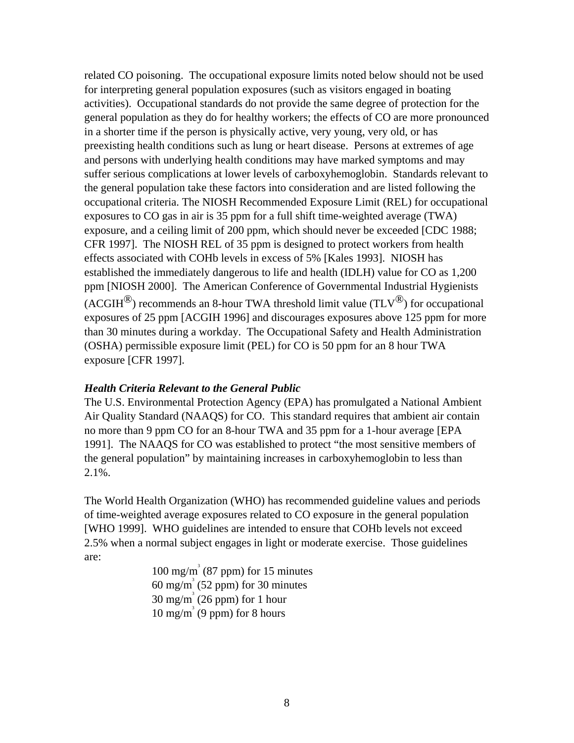related CO poisoning. The occupational exposure limits noted below should not be used for interpreting general population exposures (such as visitors engaged in boating activities). Occupational standards do not provide the same degree of protection for the general population as they do for healthy workers; the effects of CO are more pronounced in a shorter time if the person is physically active, very young, very old, or has preexisting health conditions such as lung or heart disease. Persons at extremes of age and persons with underlying health conditions may have marked symptoms and may suffer serious complications at lower levels of carboxyhemoglobin. Standards relevant to the general population take these factors into consideration and are listed following the occupational criteria. The NIOSH Recommended Exposure Limit (REL) for occupational exposures to CO gas in air is 35 ppm for a full shift time-weighted average (TWA) exposure, and a ceiling limit of 200 ppm, which should never be exceeded [CDC 1988; CFR 1997]. The NIOSH REL of 35 ppm is designed to protect workers from health effects associated with COHb levels in excess of 5% [Kales 1993]. NIOSH has established the immediately dangerous to life and health (IDLH) value for CO as 1,200 ppm [NIOSH 2000]. The American Conference of Governmental Industrial Hygienists (ACGIH®) recommends an 8-hour TWA threshold limit value (TLV®) for occupational exposures of 25 ppm [ACGIH 1996] and discourages exposures above 125 ppm for more than 30 minutes during a workday. The Occupational Safety and Health Administration (OSHA) permissible exposure limit (PEL) for CO is 50 ppm for an 8 hour TWA exposure [CFR 1997].

### *Health Criteria Relevant to the General Public*

The U.S. Environmental Protection Agency (EPA) has promulgated a National Ambient Air Quality Standard (NAAQS) for CO. This standard requires that ambient air contain no more than 9 ppm CO for an 8-hour TWA and 35 ppm for a 1-hour average [EPA 1991]. The NAAQS for CO was established to protect "the most sensitive members of the general population" by maintaining increases in carboxyhemoglobin to less than 2.1%.

The World Health Organization (WHO) has recommended guideline values and periods of time-weighted average exposures related to CO exposure in the general population [WHO 1999]. WHO guidelines are intended to ensure that COHb levels not exceed 2.5% when a normal subject engages in light or moderate exercise. Those guidelines are:

100 mg/m$^3$ (87 ppm) for 15 minutes
60 mg/m$^3$ (52 ppm) for 30 minutes
30 mg/m$^3$ (26 ppm) for 1 hour
10 mg/m$^3$ (9 ppm) for 8 hours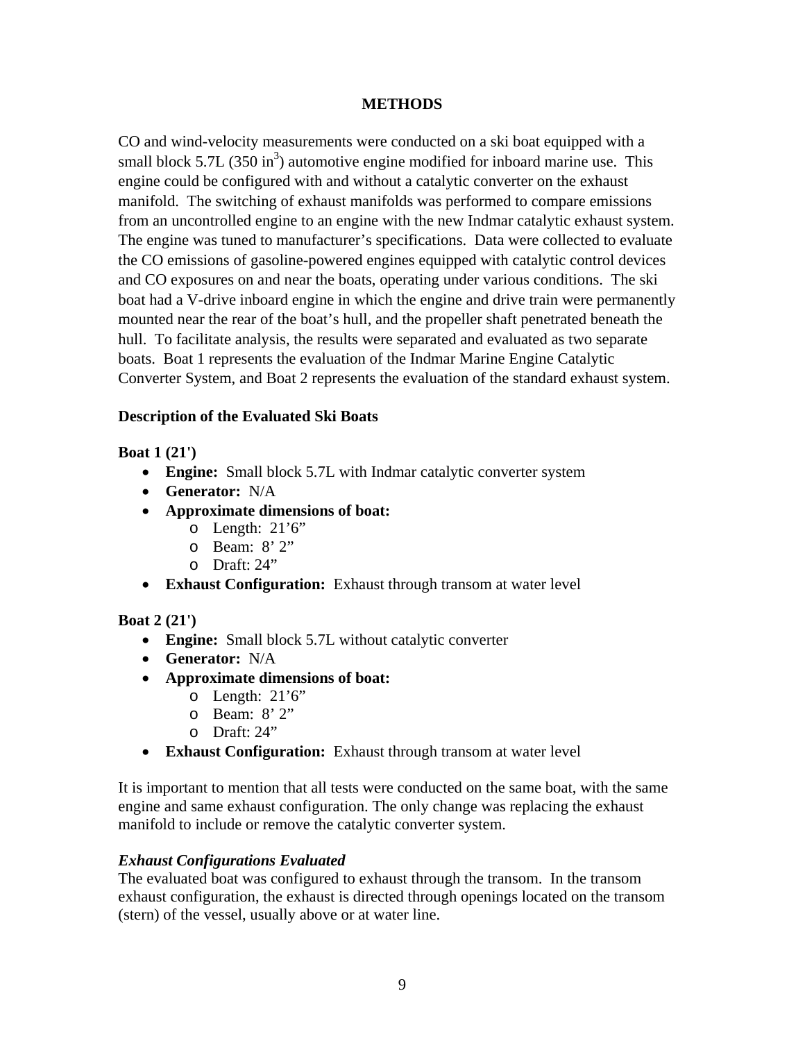## METHODS

CO and wind-velocity measurements were conducted on a ski boat equipped with a small block 5.7L (350 $in^3$) automotive engine modified for inboard marine use. This engine could be configured with and without a catalytic converter on the exhaust manifold. The switching of exhaust manifolds was performed to compare emissions from an uncontrolled engine to an engine with the new Indmar catalytic exhaust system. The engine was tuned to manufacturer's specifications. Data were collected to evaluate the CO emissions of gasoline-powered engines equipped with catalytic control devices and CO exposures on and near the boats, operating under various conditions. The ski boat had a V-drive inboard engine in which the engine and drive train were permanently mounted near the rear of the boat's hull, and the propeller shaft penetrated beneath the hull. To facilitate analysis, the results were separated and evaluated as two separate boats. Boat 1 represents the evaluation of the Indmar Marine Engine Catalytic Converter System, and Boat 2 represents the evaluation of the standard exhaust system.

### Description of the Evaluated Ski Boats

**Boat 1 (21')**

- **Engine:** Small block 5.7L with Indmar catalytic converter system
- **Generator:** N/A
- **Approximate dimensions of boat:**
  - Length: 21'6"
  - Beam: 8' 2"
  - Draft: 24"
- **Exhaust Configuration:** Exhaust through transom at water level

**Boat 2 (21')**

- **Engine:** Small block 5.7L without catalytic converter
- **Generator:** N/A
- **Approximate dimensions of boat:**
  - Length: 21'6"
  - Beam: 8' 2"
  - Draft: 24"
- **Exhaust Configuration:** Exhaust through transom at water level

It is important to mention that all tests were conducted on the same boat, with the same engine and same exhaust configuration. The only change was replacing the exhaust manifold to include or remove the catalytic converter system.

#### *Exhaust Configurations Evaluated*

The evaluated boat was configured to exhaust through the transom. In the transom exhaust configuration, the exhaust is directed through openings located on the transom (stern) of the vessel, usually above or at water line.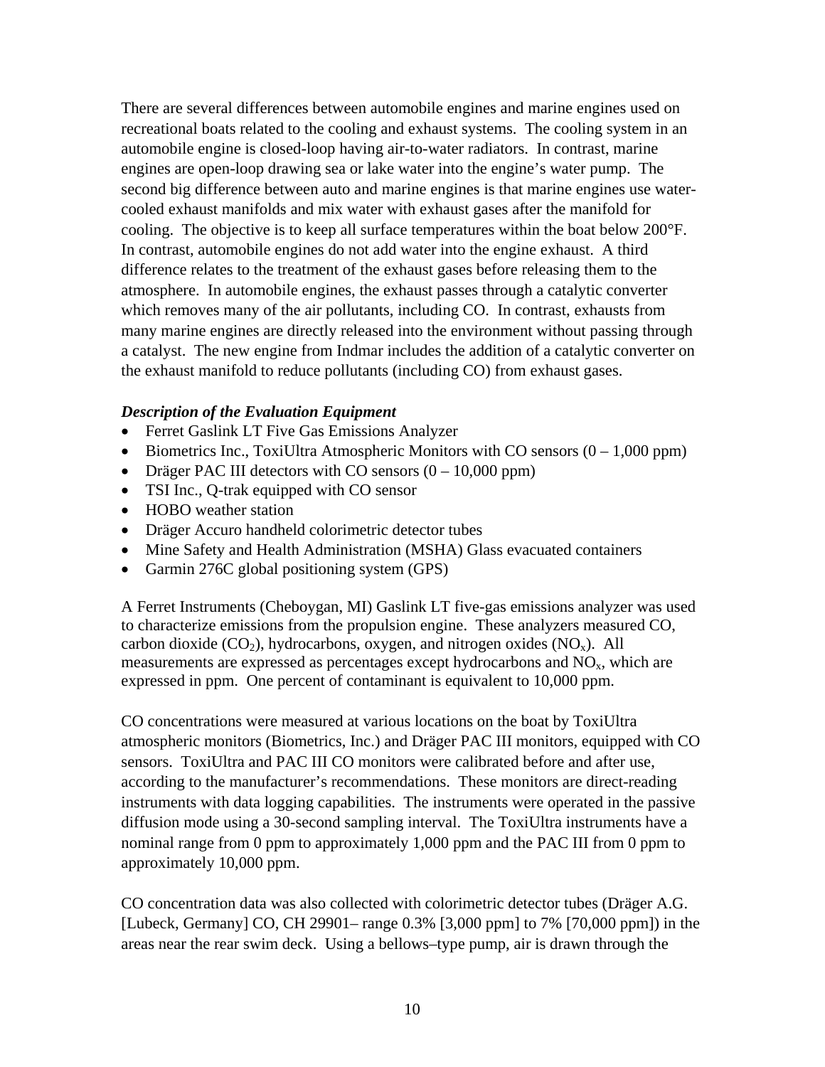There are several differences between automobile engines and marine engines used on recreational boats related to the cooling and exhaust systems. The cooling system in an automobile engine is closed-loop having air-to-water radiators. In contrast, marine engines are open-loop drawing sea or lake water into the engine's water pump. The second big difference between auto and marine engines is that marine engines use water-cooled exhaust manifolds and mix water with exhaust gases after the manifold for cooling. The objective is to keep all surface temperatures within the boat below 200°F. In contrast, automobile engines do not add water into the engine exhaust. A third difference relates to the treatment of the exhaust gases before releasing them to the atmosphere. In automobile engines, the exhaust passes through a catalytic converter which removes many of the air pollutants, including CO. In contrast, exhausts from many marine engines are directly released into the environment without passing through a catalyst. The new engine from Indmar includes the addition of a catalytic converter on the exhaust manifold to reduce pollutants (including CO) from exhaust gases.

***Description of the Evaluation Equipment***

- Ferret Gaslink LT Five Gas Emissions Analyzer
- Biometrics Inc., ToxiUltra Atmospheric Monitors with CO sensors (0 – 1,000 ppm)
- Dräger PAC III detectors with CO sensors (0 – 10,000 ppm)
- TSI Inc., Q-trak equipped with CO sensor
- HOBO weather station
- Dräger Accuro handheld colorimetric detector tubes
- Mine Safety and Health Administration (MSHA) Glass evacuated containers
- Garmin 276C global positioning system (GPS)

A Ferret Instruments (Cheboygan, MI) Gaslink LT five-gas emissions analyzer was used to characterize emissions from the propulsion engine. These analyzers measured CO, carbon dioxide ($CO_2$), hydrocarbons, oxygen, and nitrogen oxides ($NO_x$). All measurements are expressed as percentages except hydrocarbons and $NO_x$, which are expressed in ppm. One percent of contaminant is equivalent to 10,000 ppm.

CO concentrations were measured at various locations on the boat by ToxiUltra atmospheric monitors (Biometrics, Inc.) and Dräger PAC III monitors, equipped with CO sensors. ToxiUltra and PAC III CO monitors were calibrated before and after use, according to the manufacturer's recommendations. These monitors are direct-reading instruments with data logging capabilities. The instruments were operated in the passive diffusion mode using a 30-second sampling interval. The ToxiUltra instruments have a nominal range from 0 ppm to approximately 1,000 ppm and the PAC III from 0 ppm to approximately 10,000 ppm.

CO concentration data was also collected with colorimetric detector tubes (Dräger A.G. [Lubeck, Germany] CO, CH 29901– range 0.3% [3,000 ppm] to 7% [70,000 ppm]) in the areas near the rear swim deck. Using a bellows–type pump, air is drawn through the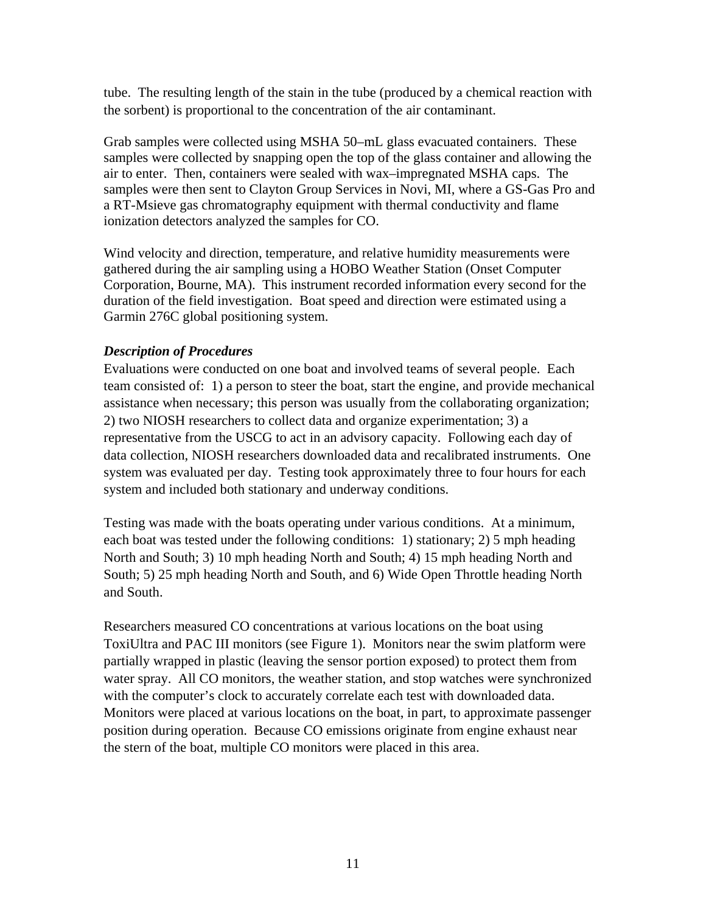tube. The resulting length of the stain in the tube (produced by a chemical reaction with the sorbent) is proportional to the concentration of the air contaminant.

Grab samples were collected using MSHA 50–mL glass evacuated containers. These samples were collected by snapping open the top of the glass container and allowing the air to enter. Then, containers were sealed with wax–impregnated MSHA caps. The samples were then sent to Clayton Group Services in Novi, MI, where a GS-Gas Pro and a RT-Msieve gas chromatography equipment with thermal conductivity and flame ionization detectors analyzed the samples for CO.

Wind velocity and direction, temperature, and relative humidity measurements were gathered during the air sampling using a HOBO Weather Station (Onset Computer Corporation, Bourne, MA). This instrument recorded information every second for the duration of the field investigation. Boat speed and direction were estimated using a Garmin 276C global positioning system.

***Description of Procedures***

Evaluations were conducted on one boat and involved teams of several people. Each team consisted of: 1) a person to steer the boat, start the engine, and provide mechanical assistance when necessary; this person was usually from the collaborating organization; 2) two NIOSH researchers to collect data and organize experimentation; 3) a representative from the USCG to act in an advisory capacity. Following each day of data collection, NIOSH researchers downloaded data and recalibrated instruments. One system was evaluated per day. Testing took approximately three to four hours for each system and included both stationary and underway conditions.

Testing was made with the boats operating under various conditions. At a minimum, each boat was tested under the following conditions: 1) stationary; 2) 5 mph heading North and South; 3) 10 mph heading North and South; 4) 15 mph heading North and South; 5) 25 mph heading North and South, and 6) Wide Open Throttle heading North and South.

Researchers measured CO concentrations at various locations on the boat using ToxiUltra and PAC III monitors (see Figure 1). Monitors near the swim platform were partially wrapped in plastic (leaving the sensor portion exposed) to protect them from water spray. All CO monitors, the weather station, and stop watches were synchronized with the computer's clock to accurately correlate each test with downloaded data. Monitors were placed at various locations on the boat, in part, to approximate passenger position during operation. Because CO emissions originate from engine exhaust near the stern of the boat, multiple CO monitors were placed in this area.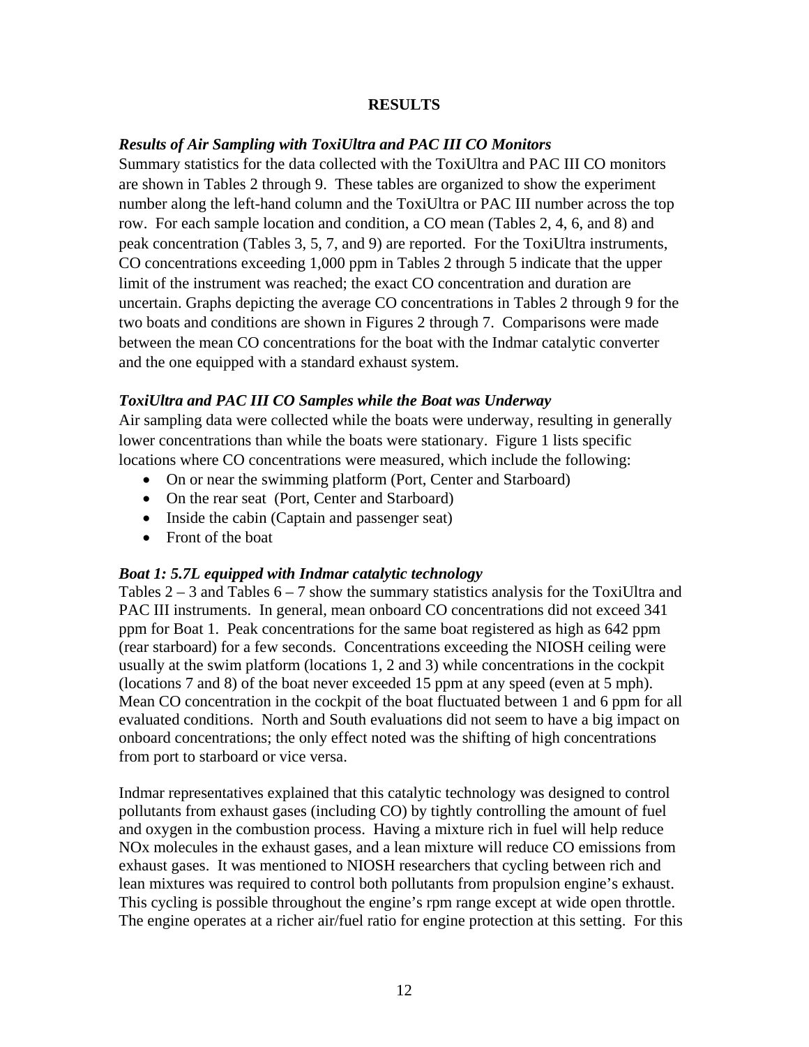## RESULTS

### *Results of Air Sampling with ToxiUltra and PAC III CO Monitors*

Summary statistics for the data collected with the ToxiUltra and PAC III CO monitors are shown in Tables 2 through 9. These tables are organized to show the experiment number along the left-hand column and the ToxiUltra or PAC III number across the top row. For each sample location and condition, a CO mean (Tables 2, 4, 6, and 8) and peak concentration (Tables 3, 5, 7, and 9) are reported. For the ToxiUltra instruments, CO concentrations exceeding 1,000 ppm in Tables 2 through 5 indicate that the upper limit of the instrument was reached; the exact CO concentration and duration are uncertain. Graphs depicting the average CO concentrations in Tables 2 through 9 for the two boats and conditions are shown in Figures 2 through 7. Comparisons were made between the mean CO concentrations for the boat with the Indmar catalytic converter and the one equipped with a standard exhaust system.

### *ToxiUltra and PAC III CO Samples while the Boat was Underway*

Air sampling data were collected while the boats were underway, resulting in generally lower concentrations than while the boats were stationary. Figure 1 lists specific locations where CO concentrations were measured, which include the following:

- On or near the swimming platform (Port, Center and Starboard)
- On the rear seat (Port, Center and Starboard)
- Inside the cabin (Captain and passenger seat)
- Front of the boat

### *Boat 1: 5.7L equipped with Indmar catalytic technology*

Tables 2 – 3 and Tables 6 – 7 show the summary statistics analysis for the ToxiUltra and PAC III instruments. In general, mean onboard CO concentrations did not exceed 341 ppm for Boat 1. Peak concentrations for the same boat registered as high as 642 ppm (rear starboard) for a few seconds. Concentrations exceeding the NIOSH ceiling were usually at the swim platform (locations 1, 2 and 3) while concentrations in the cockpit (locations 7 and 8) of the boat never exceeded 15 ppm at any speed (even at 5 mph). Mean CO concentration in the cockpit of the boat fluctuated between 1 and 6 ppm for all evaluated conditions. North and South evaluations did not seem to have a big impact on onboard concentrations; the only effect noted was the shifting of high concentrations from port to starboard or vice versa.

Indmar representatives explained that this catalytic technology was designed to control pollutants from exhaust gases (including CO) by tightly controlling the amount of fuel and oxygen in the combustion process. Having a mixture rich in fuel will help reduce NOx molecules in the exhaust gases, and a lean mixture will reduce CO emissions from exhaust gases. It was mentioned to NIOSH researchers that cycling between rich and lean mixtures was required to control both pollutants from propulsion engine's exhaust. This cycling is possible throughout the engine's rpm range except at wide open throttle. The engine operates at a richer air/fuel ratio for engine protection at this setting. For this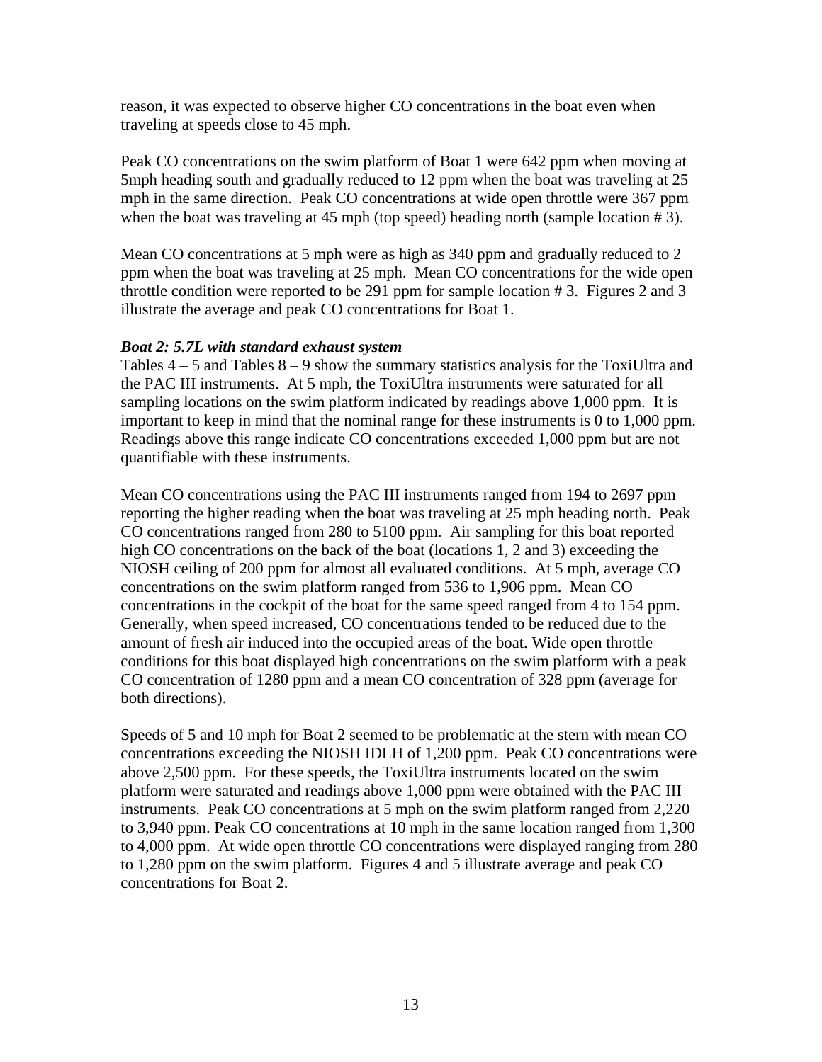reason, it was expected to observe higher CO concentrations in the boat even when traveling at speeds close to 45 mph.

Peak CO concentrations on the swim platform of Boat 1 were 642 ppm when moving at 5mph heading south and gradually reduced to 12 ppm when the boat was traveling at 25 mph in the same direction. Peak CO concentrations at wide open throttle were 367 ppm when the boat was traveling at 45 mph (top speed) heading north (sample location # 3).

Mean CO concentrations at 5 mph were as high as 340 ppm and gradually reduced to 2 ppm when the boat was traveling at 25 mph. Mean CO concentrations for the wide open throttle condition were reported to be 291 ppm for sample location # 3. Figures 2 and 3 illustrate the average and peak CO concentrations for Boat 1.

***Boat 2: 5.7L with standard exhaust system***

Tables 4 – 5 and Tables 8 – 9 show the summary statistics analysis for the ToxiUltra and the PAC III instruments. At 5 mph, the ToxiUltra instruments were saturated for all sampling locations on the swim platform indicated by readings above 1,000 ppm. It is important to keep in mind that the nominal range for these instruments is 0 to 1,000 ppm. Readings above this range indicate CO concentrations exceeded 1,000 ppm but are not quantifiable with these instruments.

Mean CO concentrations using the PAC III instruments ranged from 194 to 2697 ppm reporting the higher reading when the boat was traveling at 25 mph heading north. Peak CO concentrations ranged from 280 to 5100 ppm. Air sampling for this boat reported high CO concentrations on the back of the boat (locations 1, 2 and 3) exceeding the NIOSH ceiling of 200 ppm for almost all evaluated conditions. At 5 mph, average CO concentrations on the swim platform ranged from 536 to 1,906 ppm. Mean CO concentrations in the cockpit of the boat for the same speed ranged from 4 to 154 ppm. Generally, when speed increased, CO concentrations tended to be reduced due to the amount of fresh air induced into the occupied areas of the boat. Wide open throttle conditions for this boat displayed high concentrations on the swim platform with a peak CO concentration of 1280 ppm and a mean CO concentration of 328 ppm (average for both directions).

Speeds of 5 and 10 mph for Boat 2 seemed to be problematic at the stern with mean CO concentrations exceeding the NIOSH IDLH of 1,200 ppm. Peak CO concentrations were above 2,500 ppm. For these speeds, the ToxiUltra instruments located on the swim platform were saturated and readings above 1,000 ppm were obtained with the PAC III instruments. Peak CO concentrations at 5 mph on the swim platform ranged from 2,220 to 3,940 ppm. Peak CO concentrations at 10 mph in the same location ranged from 1,300 to 4,000 ppm. At wide open throttle CO concentrations were displayed ranging from 280 to 1,280 ppm on the swim platform. Figures 4 and 5 illustrate average and peak CO concentrations for Boat 2.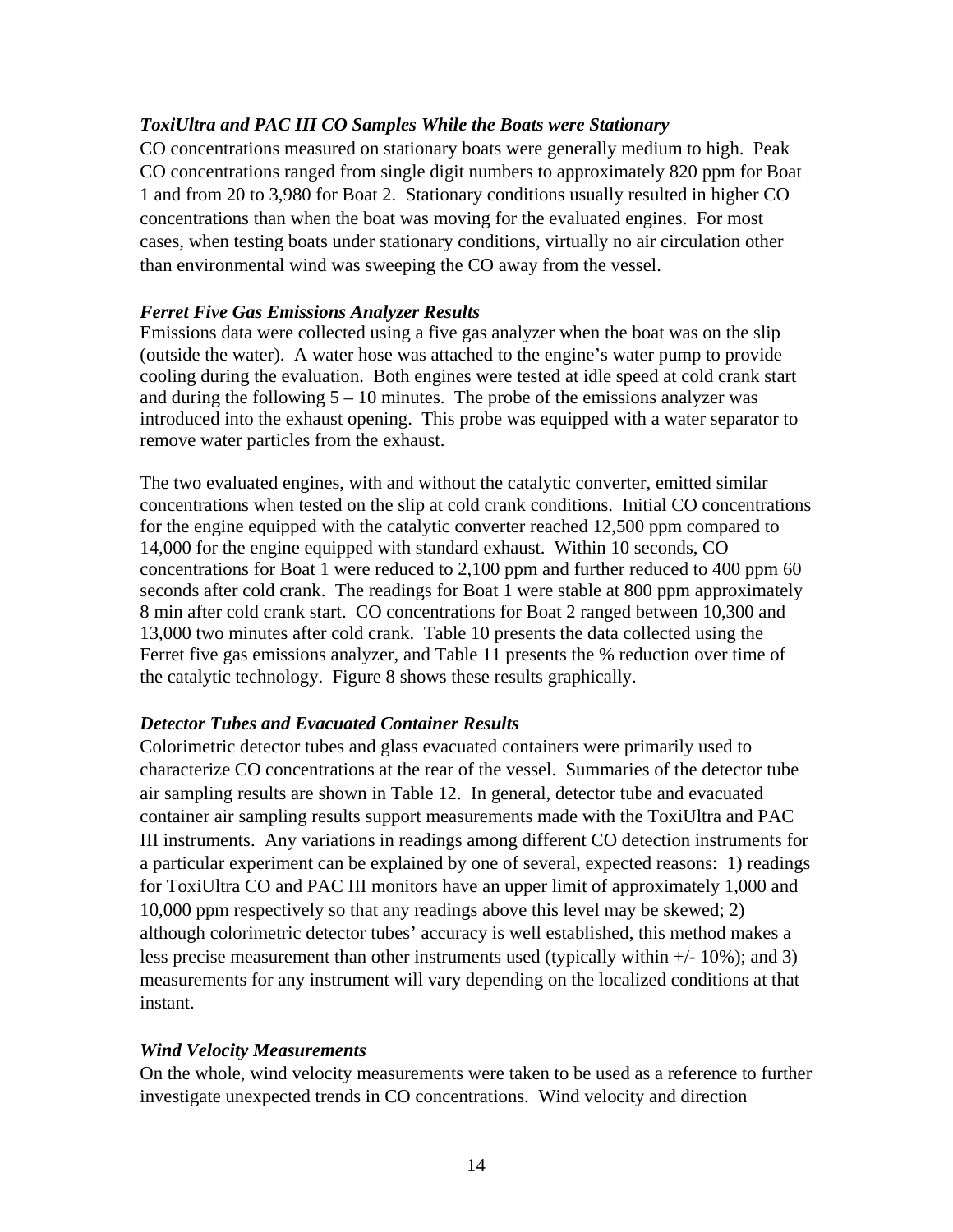### *ToxiUltra and PAC III CO Samples While the Boats were Stationary*

CO concentrations measured on stationary boats were generally medium to high. Peak CO concentrations ranged from single digit numbers to approximately 820 ppm for Boat 1 and from 20 to 3,980 for Boat 2. Stationary conditions usually resulted in higher CO concentrations than when the boat was moving for the evaluated engines. For most cases, when testing boats under stationary conditions, virtually no air circulation other than environmental wind was sweeping the CO away from the vessel.

### *Ferret Five Gas Emissions Analyzer Results*

Emissions data were collected using a five gas analyzer when the boat was on the slip (outside the water). A water hose was attached to the engine's water pump to provide cooling during the evaluation. Both engines were tested at idle speed at cold crank start and during the following 5 – 10 minutes. The probe of the emissions analyzer was introduced into the exhaust opening. This probe was equipped with a water separator to remove water particles from the exhaust.

The two evaluated engines, with and without the catalytic converter, emitted similar concentrations when tested on the slip at cold crank conditions. Initial CO concentrations for the engine equipped with the catalytic converter reached 12,500 ppm compared to 14,000 for the engine equipped with standard exhaust. Within 10 seconds, CO concentrations for Boat 1 were reduced to 2,100 ppm and further reduced to 400 ppm 60 seconds after cold crank. The readings for Boat 1 were stable at 800 ppm approximately 8 min after cold crank start. CO concentrations for Boat 2 ranged between 10,300 and 13,000 two minutes after cold crank. Table 10 presents the data collected using the Ferret five gas emissions analyzer, and Table 11 presents the % reduction over time of the catalytic technology. Figure 8 shows these results graphically.

### *Detector Tubes and Evacuated Container Results*

Colorimetric detector tubes and glass evacuated containers were primarily used to characterize CO concentrations at the rear of the vessel. Summaries of the detector tube air sampling results are shown in Table 12. In general, detector tube and evacuated container air sampling results support measurements made with the ToxiUltra and PAC III instruments. Any variations in readings among different CO detection instruments for a particular experiment can be explained by one of several, expected reasons: 1) readings for ToxiUltra CO and PAC III monitors have an upper limit of approximately 1,000 and 10,000 ppm respectively so that any readings above this level may be skewed; 2) although colorimetric detector tubes' accuracy is well established, this method makes a less precise measurement than other instruments used (typically within +/- 10%); and 3) measurements for any instrument will vary depending on the localized conditions at that instant.

### *Wind Velocity Measurements*

On the whole, wind velocity measurements were taken to be used as a reference to further investigate unexpected trends in CO concentrations. Wind velocity and direction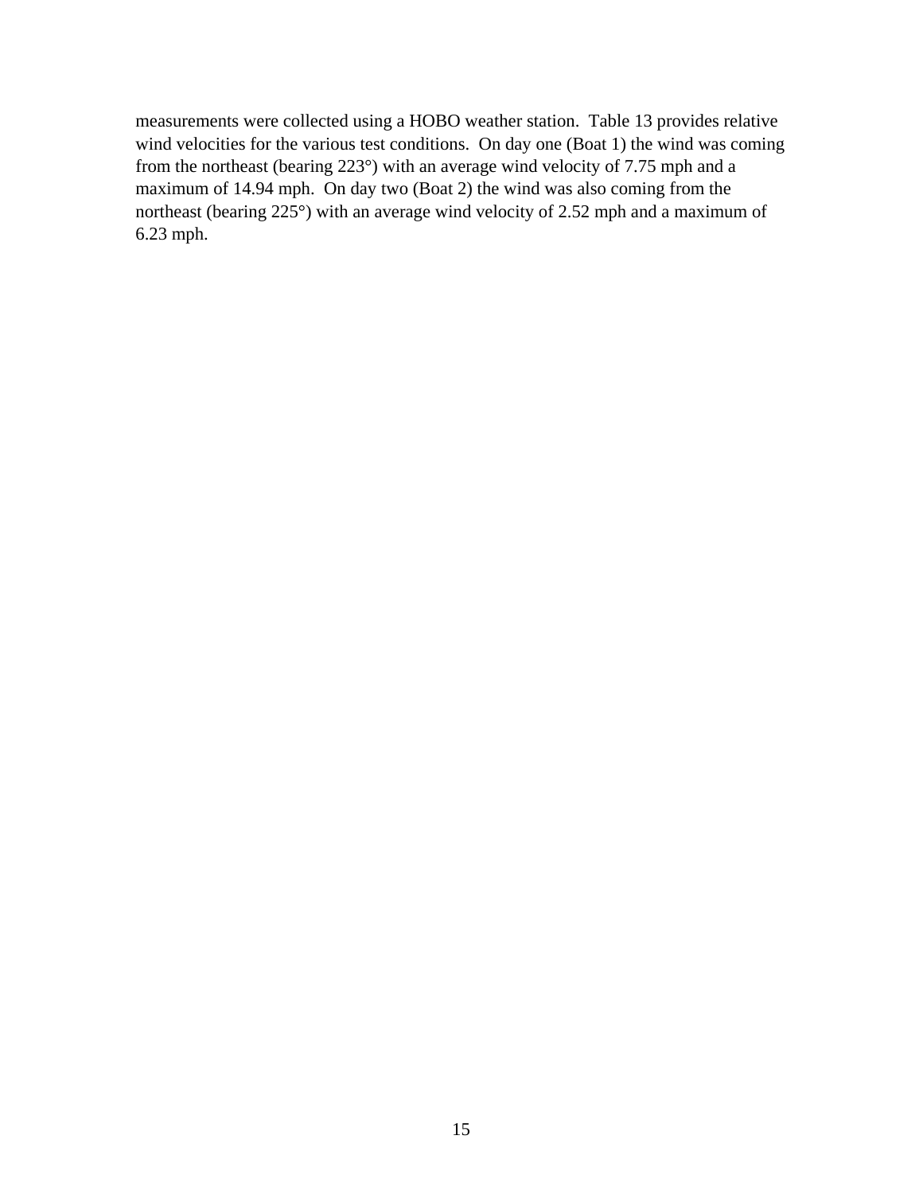measurements were collected using a HOBO weather station. Table 13 provides relative wind velocities for the various test conditions. On day one (Boat 1) the wind was coming from the northeast (bearing 223°) with an average wind velocity of 7.75 mph and a maximum of 14.94 mph. On day two (Boat 2) the wind was also coming from the northeast (bearing 225°) with an average wind velocity of 2.52 mph and a maximum of 6.23 mph.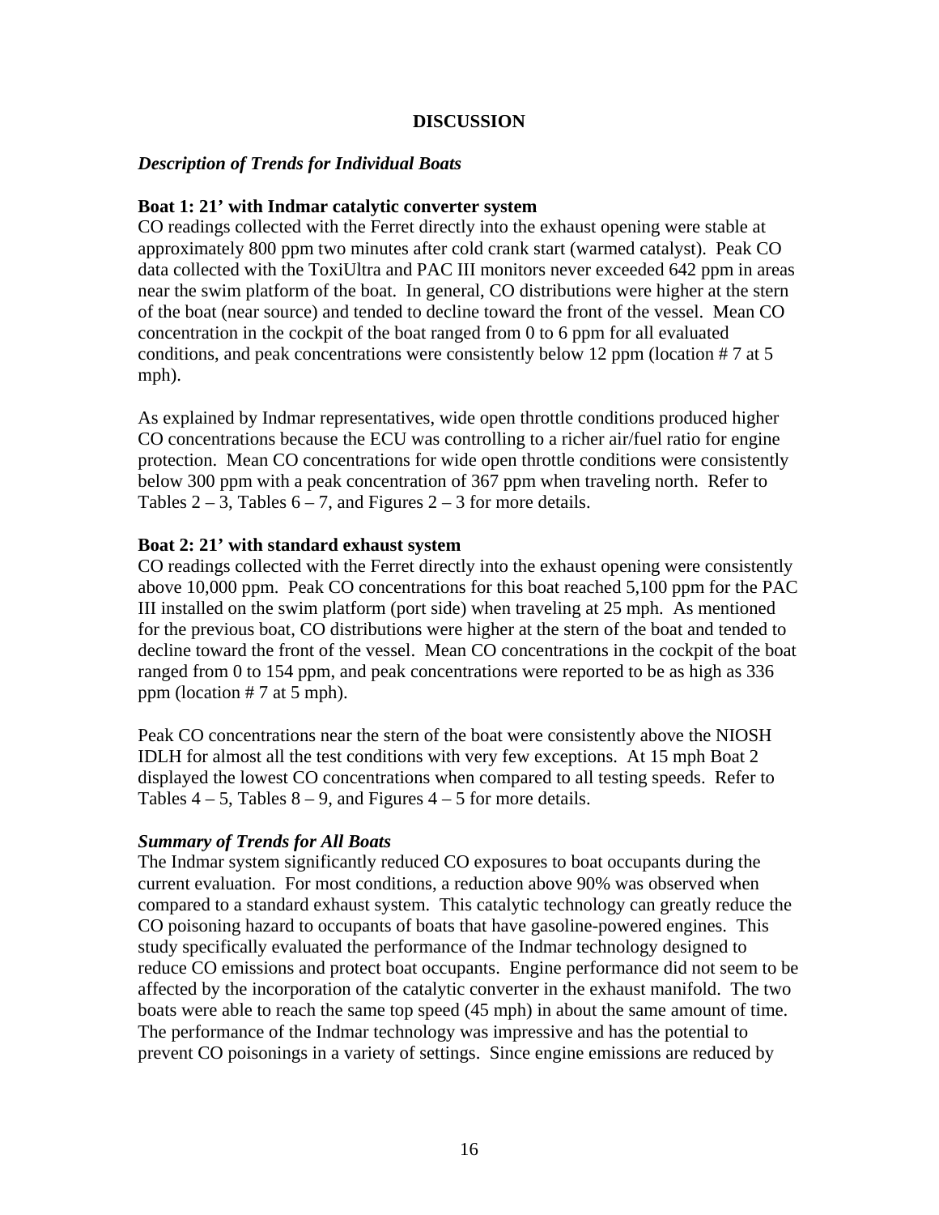## DISCUSSION

### *Description of Trends for Individual Boats*

**Boat 1: 21' with Indmar catalytic converter system**

CO readings collected with the Ferret directly into the exhaust opening were stable at approximately 800 ppm two minutes after cold crank start (warmed catalyst). Peak CO data collected with the ToxiUltra and PAC III monitors never exceeded 642 ppm in areas near the swim platform of the boat. In general, CO distributions were higher at the stern of the boat (near source) and tended to decline toward the front of the vessel. Mean CO concentration in the cockpit of the boat ranged from 0 to 6 ppm for all evaluated conditions, and peak concentrations were consistently below 12 ppm (location # 7 at 5 mph).

As explained by Indmar representatives, wide open throttle conditions produced higher CO concentrations because the ECU was controlling to a richer air/fuel ratio for engine protection. Mean CO concentrations for wide open throttle conditions were consistently below 300 ppm with a peak concentration of 367 ppm when traveling north. Refer to Tables 2 – 3, Tables 6 – 7, and Figures 2 – 3 for more details.

**Boat 2: 21' with standard exhaust system**

CO readings collected with the Ferret directly into the exhaust opening were consistently above 10,000 ppm. Peak CO concentrations for this boat reached 5,100 ppm for the PAC III installed on the swim platform (port side) when traveling at 25 mph. As mentioned for the previous boat, CO distributions were higher at the stern of the boat and tended to decline toward the front of the vessel. Mean CO concentrations in the cockpit of the boat ranged from 0 to 154 ppm, and peak concentrations were reported to be as high as 336 ppm (location # 7 at 5 mph).

Peak CO concentrations near the stern of the boat were consistently above the NIOSH IDLH for almost all the test conditions with very few exceptions. At 15 mph Boat 2 displayed the lowest CO concentrations when compared to all testing speeds. Refer to Tables 4 – 5, Tables 8 – 9, and Figures 4 – 5 for more details.

### *Summary of Trends for All Boats*

The Indmar system significantly reduced CO exposures to boat occupants during the current evaluation. For most conditions, a reduction above 90% was observed when compared to a standard exhaust system. This catalytic technology can greatly reduce the CO poisoning hazard to occupants of boats that have gasoline-powered engines. This study specifically evaluated the performance of the Indmar technology designed to reduce CO emissions and protect boat occupants. Engine performance did not seem to be affected by the incorporation of the catalytic converter in the exhaust manifold. The two boats were able to reach the same top speed (45 mph) in about the same amount of time. The performance of the Indmar technology was impressive and has the potential to prevent CO poisonings in a variety of settings. Since engine emissions are reduced by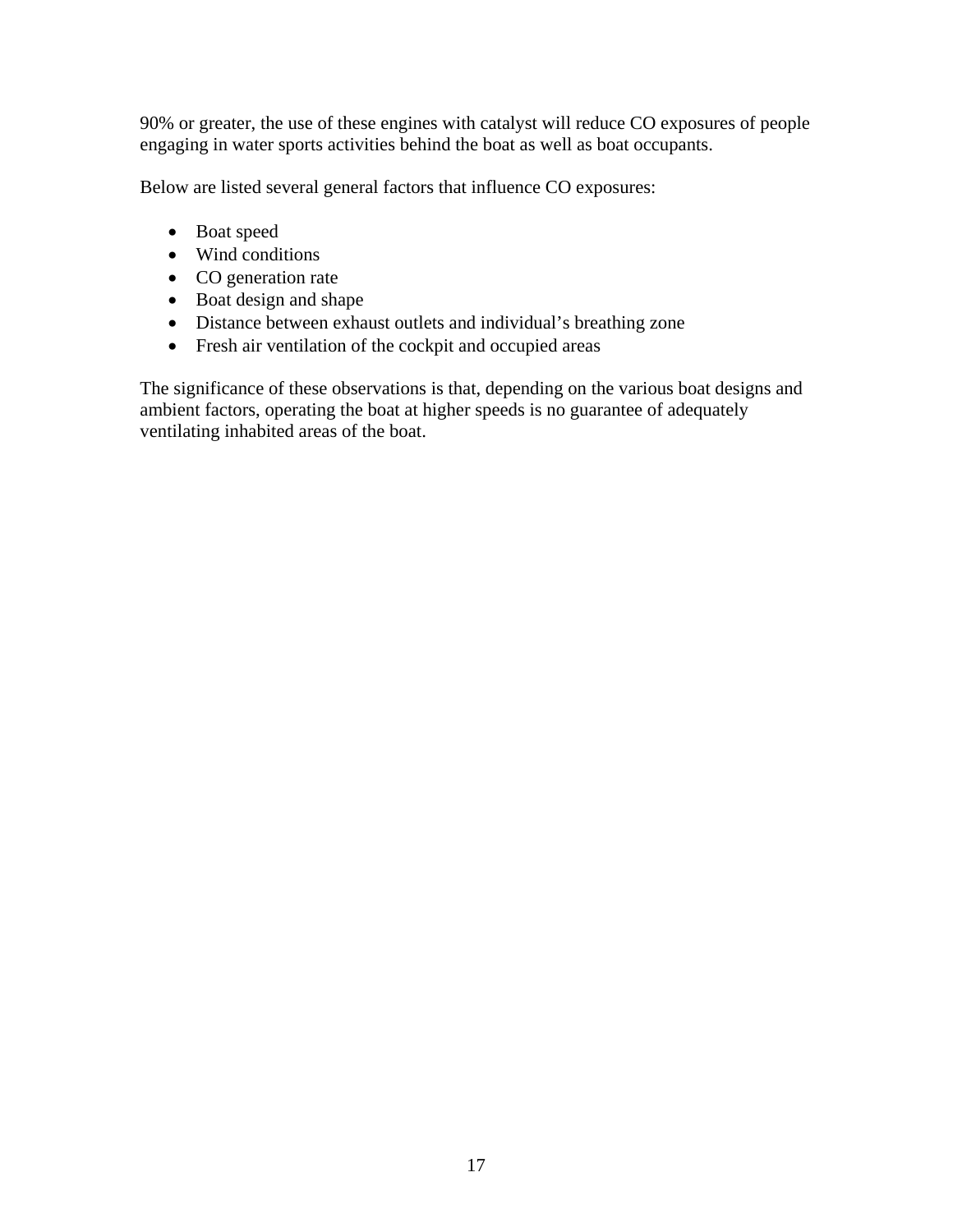90% or greater, the use of these engines with catalyst will reduce CO exposures of people engaging in water sports activities behind the boat as well as boat occupants.

Below are listed several general factors that influence CO exposures:

- Boat speed
- Wind conditions
- CO generation rate
- Boat design and shape
- Distance between exhaust outlets and individual's breathing zone
- Fresh air ventilation of the cockpit and occupied areas

The significance of these observations is that, depending on the various boat designs and ambient factors, operating the boat at higher speeds is no guarantee of adequately ventilating inhabited areas of the boat.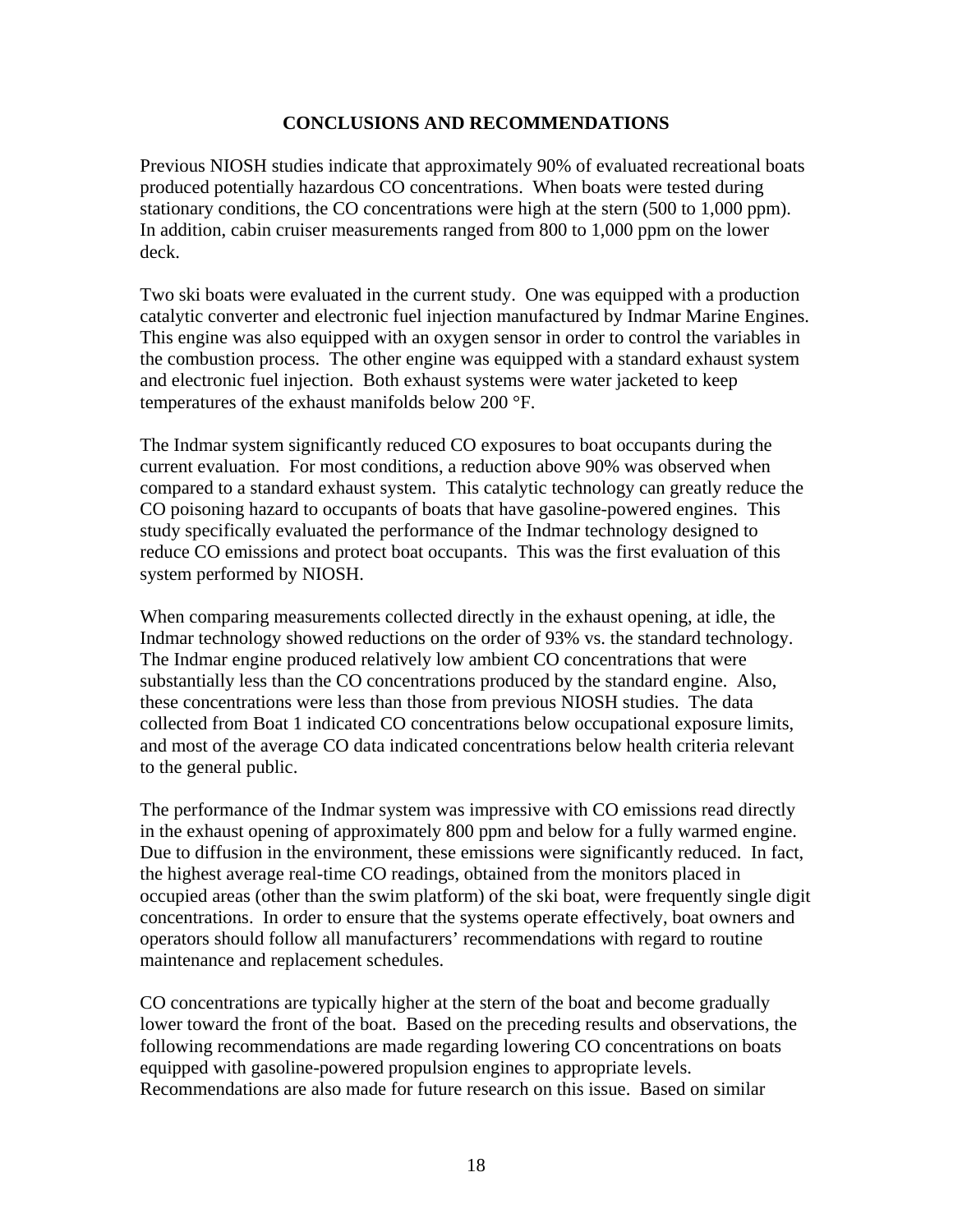## CONCLUSIONS AND RECOMMENDATIONS

Previous NIOSH studies indicate that approximately 90% of evaluated recreational boats produced potentially hazardous CO concentrations. When boats were tested during stationary conditions, the CO concentrations were high at the stern (500 to 1,000 ppm). In addition, cabin cruiser measurements ranged from 800 to 1,000 ppm on the lower deck.

Two ski boats were evaluated in the current study. One was equipped with a production catalytic converter and electronic fuel injection manufactured by Indmar Marine Engines. This engine was also equipped with an oxygen sensor in order to control the variables in the combustion process. The other engine was equipped with a standard exhaust system and electronic fuel injection. Both exhaust systems were water jacketed to keep temperatures of the exhaust manifolds below 200 °F.

The Indmar system significantly reduced CO exposures to boat occupants during the current evaluation. For most conditions, a reduction above 90% was observed when compared to a standard exhaust system. This catalytic technology can greatly reduce the CO poisoning hazard to occupants of boats that have gasoline-powered engines. This study specifically evaluated the performance of the Indmar technology designed to reduce CO emissions and protect boat occupants. This was the first evaluation of this system performed by NIOSH.

When comparing measurements collected directly in the exhaust opening, at idle, the Indmar technology showed reductions on the order of 93% vs. the standard technology. The Indmar engine produced relatively low ambient CO concentrations that were substantially less than the CO concentrations produced by the standard engine. Also, these concentrations were less than those from previous NIOSH studies. The data collected from Boat 1 indicated CO concentrations below occupational exposure limits, and most of the average CO data indicated concentrations below health criteria relevant to the general public.

The performance of the Indmar system was impressive with CO emissions read directly in the exhaust opening of approximately 800 ppm and below for a fully warmed engine. Due to diffusion in the environment, these emissions were significantly reduced. In fact, the highest average real-time CO readings, obtained from the monitors placed in occupied areas (other than the swim platform) of the ski boat, were frequently single digit concentrations. In order to ensure that the systems operate effectively, boat owners and operators should follow all manufacturers' recommendations with regard to routine maintenance and replacement schedules.

CO concentrations are typically higher at the stern of the boat and become gradually lower toward the front of the boat. Based on the preceding results and observations, the following recommendations are made regarding lowering CO concentrations on boats equipped with gasoline-powered propulsion engines to appropriate levels. Recommendations are also made for future research on this issue. Based on similar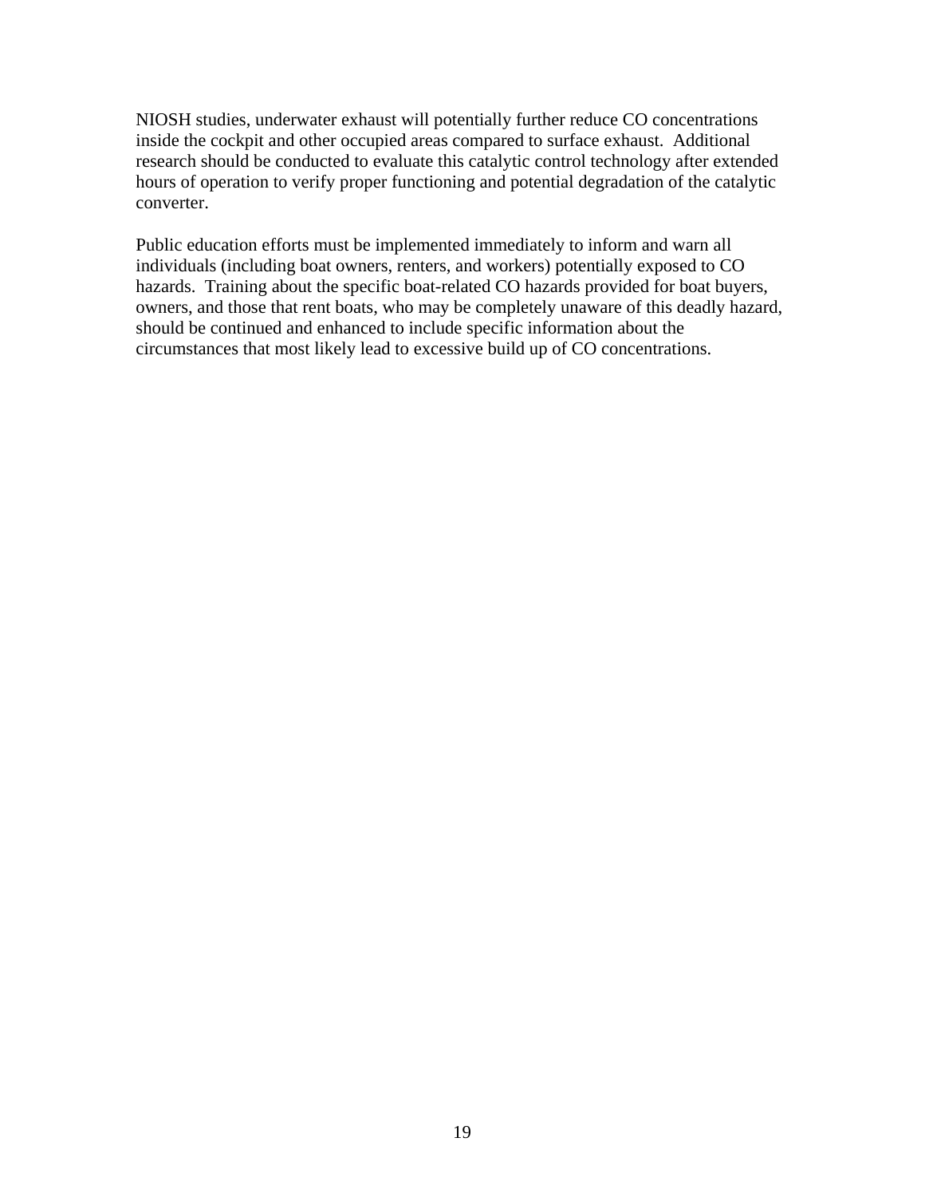NIOSH studies, underwater exhaust will potentially further reduce CO concentrations inside the cockpit and other occupied areas compared to surface exhaust. Additional research should be conducted to evaluate this catalytic control technology after extended hours of operation to verify proper functioning and potential degradation of the catalytic converter.

Public education efforts must be implemented immediately to inform and warn all individuals (including boat owners, renters, and workers) potentially exposed to CO hazards. Training about the specific boat-related CO hazards provided for boat buyers, owners, and those that rent boats, who may be completely unaware of this deadly hazard, should be continued and enhanced to include specific information about the circumstances that most likely lead to excessive build up of CO concentrations.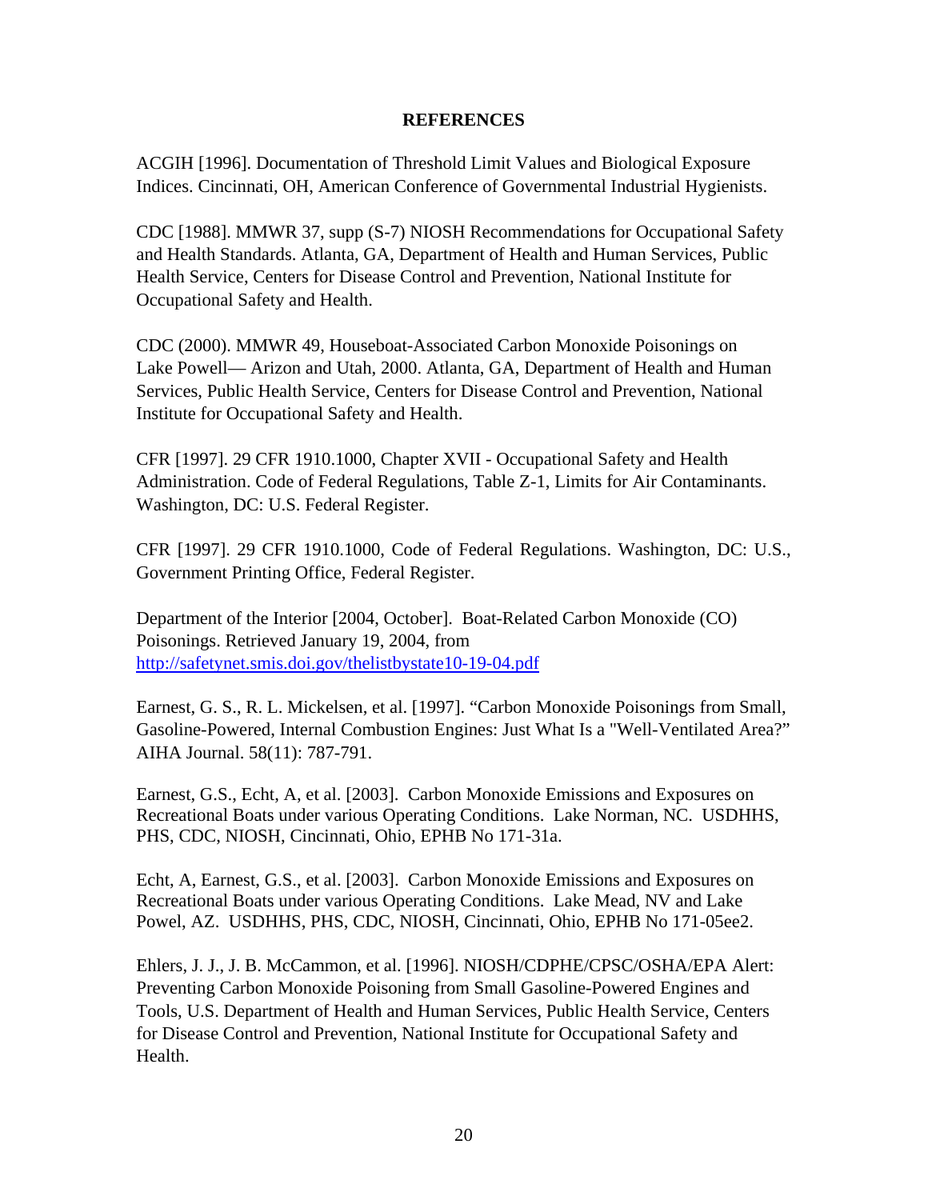## REFERENCES

ACGIH [1996]. Documentation of Threshold Limit Values and Biological Exposure Indices. Cincinnati, OH, American Conference of Governmental Industrial Hygienists.

CDC [1988]. MMWR 37, supp (S-7) NIOSH Recommendations for Occupational Safety and Health Standards. Atlanta, GA, Department of Health and Human Services, Public Health Service, Centers for Disease Control and Prevention, National Institute for Occupational Safety and Health.

CDC (2000). MMWR 49, Houseboat-Associated Carbon Monoxide Poisonings on Lake Powell— Arizon and Utah, 2000. Atlanta, GA, Department of Health and Human Services, Public Health Service, Centers for Disease Control and Prevention, National Institute for Occupational Safety and Health.

CFR [1997]. 29 CFR 1910.1000, Chapter XVII - Occupational Safety and Health Administration. Code of Federal Regulations, Table Z-1, Limits for Air Contaminants. Washington, DC: U.S. Federal Register.

CFR [1997]. 29 CFR 1910.1000, Code of Federal Regulations. Washington, DC: U.S., Government Printing Office, Federal Register.

Department of the Interior [2004, October]. Boat-Related Carbon Monoxide (CO) Poisonings. Retrieved January 19, 2004, from http://safetynet.smis.doi.gov/thelistbystate10-19-04.pdf

Earnest, G. S., R. L. Mickelsen, et al. [1997]. "Carbon Monoxide Poisonings from Small, Gasoline-Powered, Internal Combustion Engines: Just What Is a "Well-Ventilated Area?" AIHA Journal. 58(11): 787-791.

Earnest, G.S., Echt, A, et al. [2003]. Carbon Monoxide Emissions and Exposures on Recreational Boats under various Operating Conditions. Lake Norman, NC. USDHHS, PHS, CDC, NIOSH, Cincinnati, Ohio, EPHB No 171-31a.

Echt, A, Earnest, G.S., et al. [2003]. Carbon Monoxide Emissions and Exposures on Recreational Boats under various Operating Conditions. Lake Mead, NV and Lake Powel, AZ. USDHHS, PHS, CDC, NIOSH, Cincinnati, Ohio, EPHB No 171-05ee2.

Ehlers, J. J., J. B. McCammon, et al. [1996]. NIOSH/CDPHE/CPSC/OSHA/EPA Alert: Preventing Carbon Monoxide Poisoning from Small Gasoline-Powered Engines and Tools, U.S. Department of Health and Human Services, Public Health Service, Centers for Disease Control and Prevention, National Institute for Occupational Safety and Health.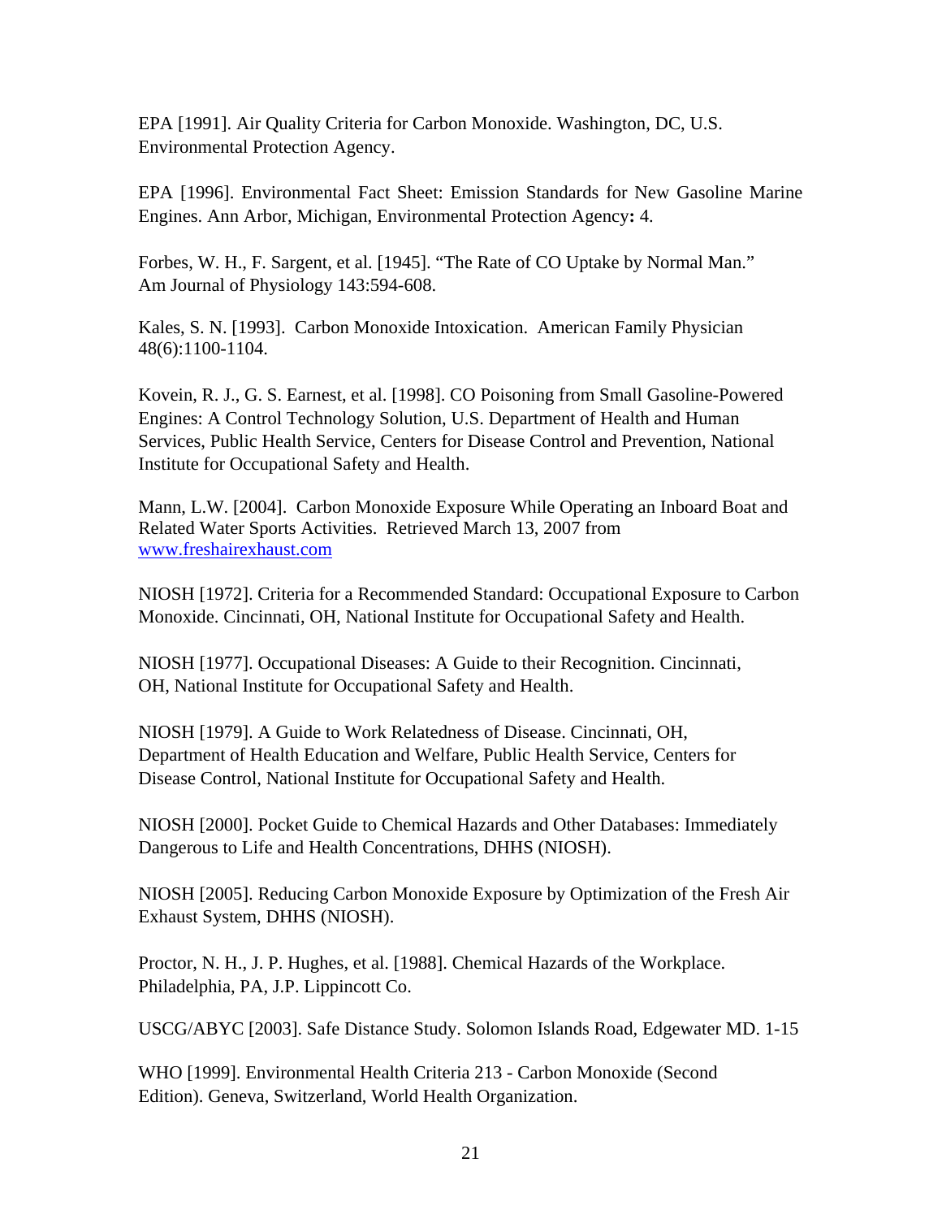EPA [1991]. Air Quality Criteria for Carbon Monoxide. Washington, DC, U.S. Environmental Protection Agency.

EPA [1996]. Environmental Fact Sheet: Emission Standards for New Gasoline Marine Engines. Ann Arbor, Michigan, Environmental Protection Agency**:** 4.

Forbes, W. H., F. Sargent, et al. [1945]. "The Rate of CO Uptake by Normal Man." Am Journal of Physiology 143:594-608.

Kales, S. N. [1993]. Carbon Monoxide Intoxication. American Family Physician 48(6):1100-1104.

Kovein, R. J., G. S. Earnest, et al. [1998]. CO Poisoning from Small Gasoline-Powered Engines: A Control Technology Solution, U.S. Department of Health and Human Services, Public Health Service, Centers for Disease Control and Prevention, National Institute for Occupational Safety and Health.

Mann, L.W. [2004]. Carbon Monoxide Exposure While Operating an Inboard Boat and Related Water Sports Activities. Retrieved March 13, 2007 from [www.freshairexhaust.com](http://www.freshairexhaust.com)

NIOSH [1972]. Criteria for a Recommended Standard: Occupational Exposure to Carbon Monoxide. Cincinnati, OH, National Institute for Occupational Safety and Health.

NIOSH [1977]. Occupational Diseases: A Guide to their Recognition. Cincinnati, OH, National Institute for Occupational Safety and Health.

NIOSH [1979]. A Guide to Work Relatedness of Disease. Cincinnati, OH, Department of Health Education and Welfare, Public Health Service, Centers for Disease Control, National Institute for Occupational Safety and Health.

NIOSH [2000]. Pocket Guide to Chemical Hazards and Other Databases: Immediately Dangerous to Life and Health Concentrations, DHHS (NIOSH).

NIOSH [2005]. Reducing Carbon Monoxide Exposure by Optimization of the Fresh Air Exhaust System, DHHS (NIOSH).

Proctor, N. H., J. P. Hughes, et al. [1988]. Chemical Hazards of the Workplace. Philadelphia, PA, J.P. Lippincott Co.

USCG/ABYC [2003]. Safe Distance Study. Solomon Islands Road, Edgewater MD. 1-15

WHO [1999]. Environmental Health Criteria 213 - Carbon Monoxide (Second Edition). Geneva, Switzerland, World Health Organization.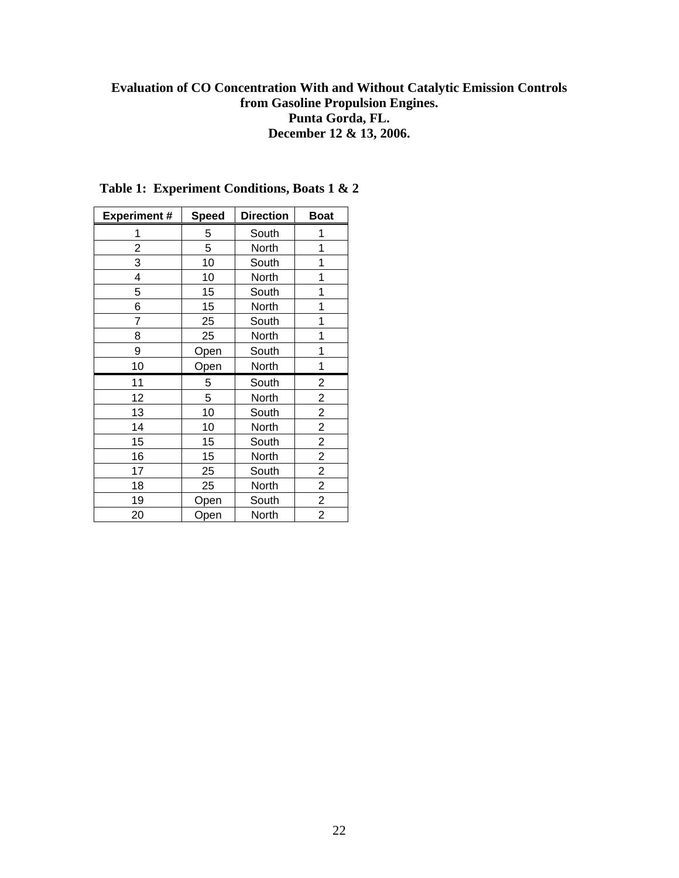**Evaluation of CO Concentration With and Without Catalytic Emission Controls from Gasoline Propulsion Engines.**
**Punta Gorda, FL.**
**December 12 & 13, 2006.**

**Table 1: Experiment Conditions, Boats 1 & 2**

| Experiment # | Speed | Direction | Boat |
|---|---|---|---|
| 1 | 5 | South | 1 |
| 2 | 5 | North | 1 |
| 3 | 10 | South | 1 |
| 4 | 10 | North | 1 |
| 5 | 15 | South | 1 |
| 6 | 15 | North | 1 |
| 7 | 25 | South | 1 |
| 8 | 25 | North | 1 |
| 9 | Open | South | 1 |
| 10 | Open | North | 1 |
| 11 | 5 | South | 2 |
| 12 | 5 | North | 2 |
| 13 | 10 | South | 2 |
| 14 | 10 | North | 2 |
| 15 | 15 | South | 2 |
| 16 | 15 | North | 2 |
| 17 | 25 | South | 2 |
| 18 | 25 | North | 2 |
| 19 | Open | South | 2 |
| 20 | Open | North | 2 |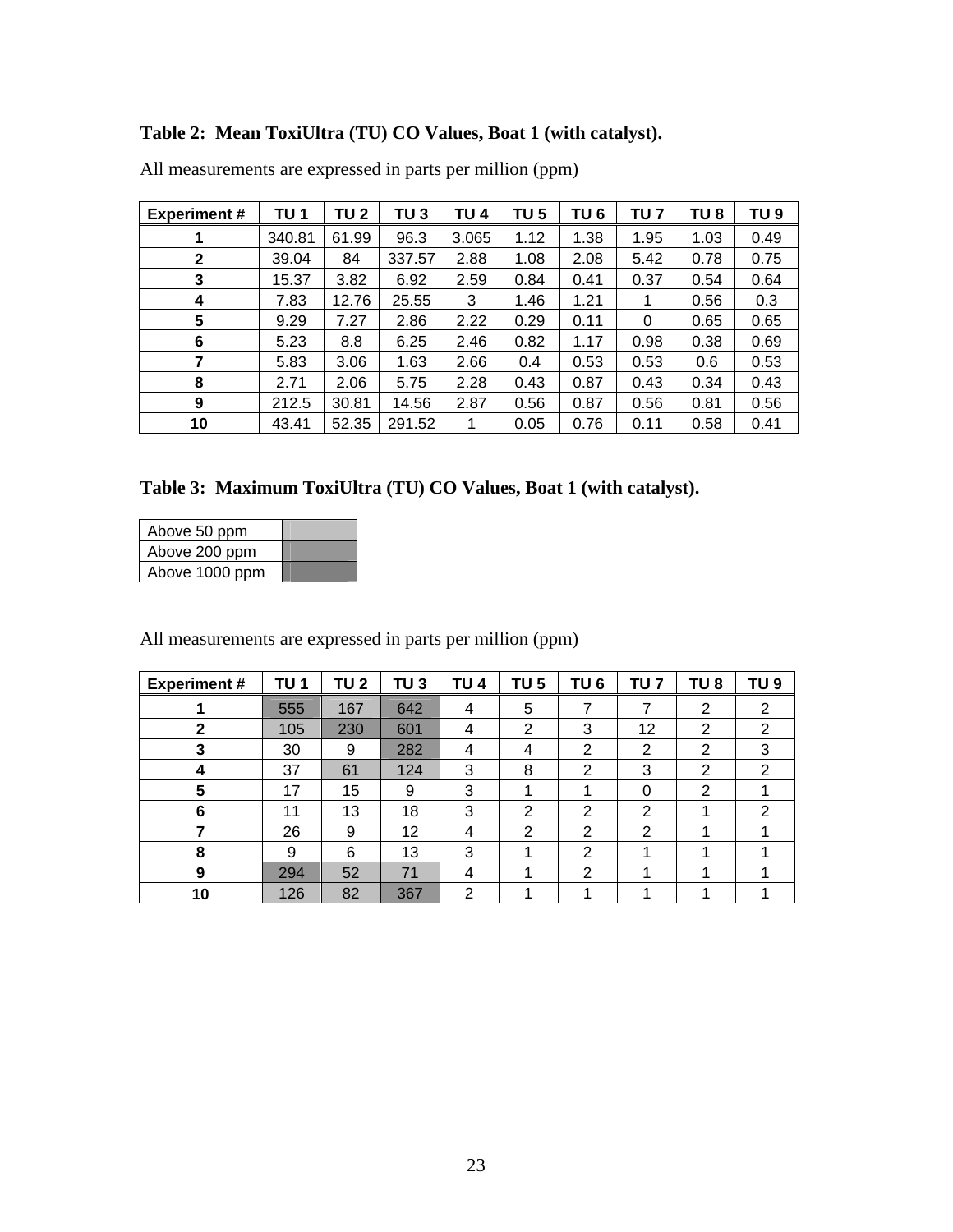**Table 2: Mean ToxiUltra (TU) CO Values, Boat 1 (with catalyst).**

All measurements are expressed in parts per million (ppm)

| Experiment # | TU 1 | TU 2 | TU 3 | TU 4 | TU 5 | TU 6 | TU 7 | TU 8 | TU 9 |
|---|---|---|---|---|---|---|---|---|---|
| **1** | 340.81 | 61.99 | 96.3 | 3.065 | 1.12 | 1.38 | 1.95 | 1.03 | 0.49 |
| **2** | 39.04 | 84 | 337.57 | 2.88 | 1.08 | 2.08 | 5.42 | 0.78 | 0.75 |
| **3** | 15.37 | 3.82 | 6.92 | 2.59 | 0.84 | 0.41 | 0.37 | 0.54 | 0.64 |
| **4** | 7.83 | 12.76 | 25.55 | 3 | 1.46 | 1.21 | 1 | 0.56 | 0.3 |
| **5** | 9.29 | 7.27 | 2.86 | 2.22 | 0.29 | 0.11 | 0 | 0.65 | 0.65 |
| **6** | 5.23 | 8.8 | 6.25 | 2.46 | 0.82 | 1.17 | 0.98 | 0.38 | 0.69 |
| **7** | 5.83 | 3.06 | 1.63 | 2.66 | 0.4 | 0.53 | 0.53 | 0.6 | 0.53 |
| **8** | 2.71 | 2.06 | 5.75 | 2.28 | 0.43 | 0.87 | 0.43 | 0.34 | 0.43 |
| **9** | 212.5 | 30.81 | 14.56 | 2.87 | 0.56 | 0.87 | 0.56 | 0.81 | 0.56 |
| **10** | 43.41 | 52.35 | 291.52 | 1 | 0.05 | 0.76 | 0.11 | 0.58 | 0.41 |

**Table 3: Maximum ToxiUltra (TU) CO Values, Boat 1 (with catalyst).**

| Legend | |
|---|---|
| Above 50 ppm | |
| Above 200 ppm | |
| Above 1000 ppm | |

All measurements are expressed in parts per million (ppm)

| Experiment # | TU 1 | TU 2 | TU 3 | TU 4 | TU 5 | TU 6 | TU 7 | TU 8 | TU 9 |
|---|---|---|---|---|---|---|---|---|---|
| **1** | 555 | 167 | 642 | 4 | 5 | 7 | 7 | 2 | 2 |
| **2** | 105 | 230 | 601 | 4 | 2 | 3 | 12 | 2 | 2 |
| **3** | 30 | 9 | 282 | 4 | 4 | 2 | 2 | 2 | 3 |
| **4** | 37 | 61 | 124 | 3 | 8 | 2 | 3 | 2 | 2 |
| **5** | 17 | 15 | 9 | 3 | 1 | 1 | 0 | 2 | 1 |
| **6** | 11 | 13 | 18 | 3 | 2 | 2 | 2 | 1 | 2 |
| **7** | 26 | 9 | 12 | 4 | 2 | 2 | 2 | 1 | 1 |
| **8** | 9 | 6 | 13 | 3 | 1 | 2 | 1 | 1 | 1 |
| **9** | 294 | 52 | 71 | 4 | 1 | 2 | 1 | 1 | 1 |
| **10** | 126 | 82 | 367 | 2 | 1 | 1 | 1 | 1 | 1 |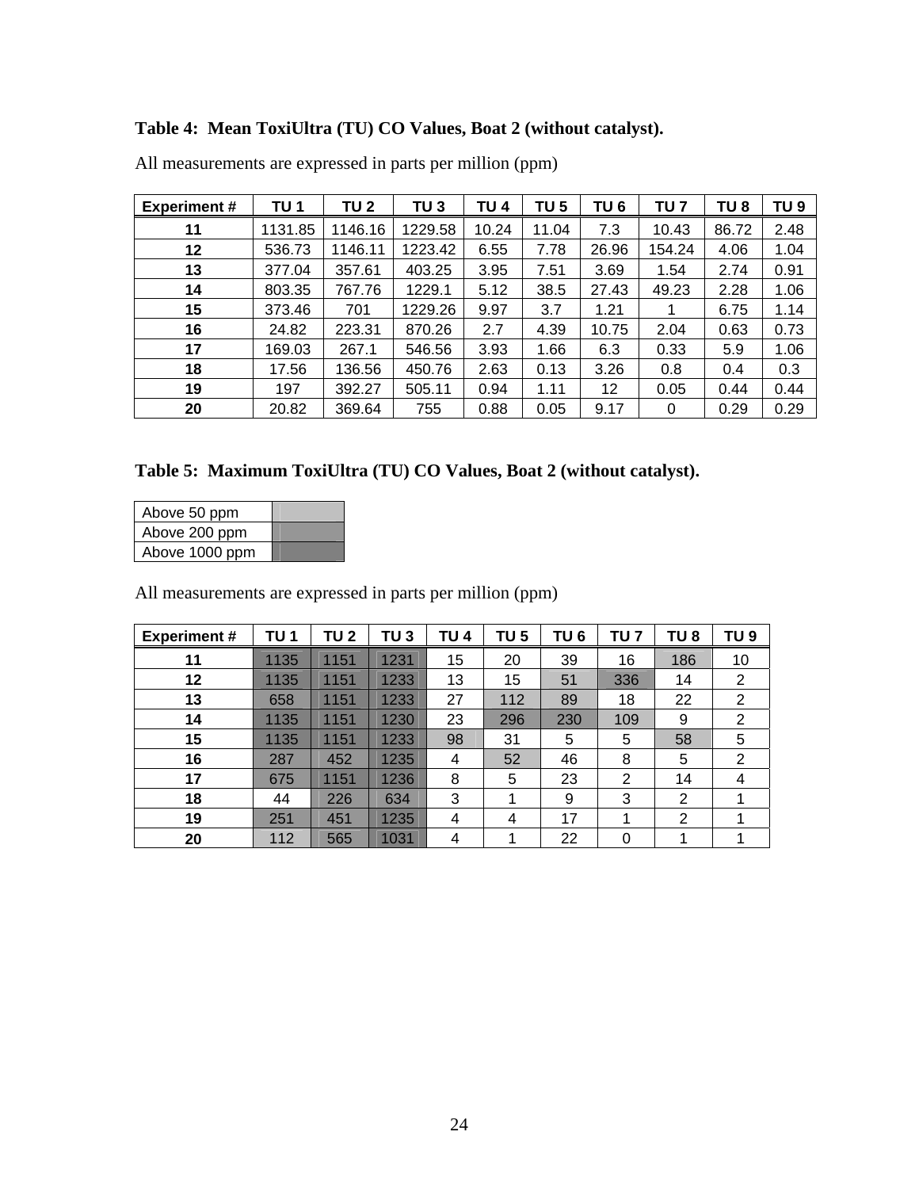**Table 4: Mean ToxiUltra (TU) CO Values, Boat 2 (without catalyst).**

All measurements are expressed in parts per million (ppm)

| Experiment # | TU 1 | TU 2 | TU 3 | TU 4 | TU 5 | TU 6 | TU 7 | TU 8 | TU 9 |
|---|---|---|---|---|---|---|---|---|---|
| **11** | 1131.85 | 1146.16 | 1229.58 | 10.24 | 11.04 | 7.3 | 10.43 | 86.72 | 2.48 |
| **12** | 536.73 | 1146.11 | 1223.42 | 6.55 | 7.78 | 26.96 | 154.24 | 4.06 | 1.04 |
| **13** | 377.04 | 357.61 | 403.25 | 3.95 | 7.51 | 3.69 | 1.54 | 2.74 | 0.91 |
| **14** | 803.35 | 767.76 | 1229.1 | 5.12 | 38.5 | 27.43 | 49.23 | 2.28 | 1.06 |
| **15** | 373.46 | 701 | 1229.26 | 9.97 | 3.7 | 1.21 | 1 | 6.75 | 1.14 |
| **16** | 24.82 | 223.31 | 870.26 | 2.7 | 4.39 | 10.75 | 2.04 | 0.63 | 0.73 |
| **17** | 169.03 | 267.1 | 546.56 | 3.93 | 1.66 | 6.3 | 0.33 | 5.9 | 1.06 |
| **18** | 17.56 | 136.56 | 450.76 | 2.63 | 0.13 | 3.26 | 0.8 | 0.4 | 0.3 |
| **19** | 197 | 392.27 | 505.11 | 0.94 | 1.11 | 12 | 0.05 | 0.44 | 0.44 |
| **20** | 20.82 | 369.64 | 755 | 0.88 | 0.05 | 9.17 | 0 | 0.29 | 0.29 |

**Table 5: Maximum ToxiUltra (TU) CO Values, Boat 2 (without catalyst).**

| | |
|---|---|
| Above 50 ppm | |
| Above 200 ppm | |
| Above 1000 ppm | |

All measurements are expressed in parts per million (ppm)

| Experiment # | TU 1 | TU 2 | TU 3 | TU 4 | TU 5 | TU 6 | TU 7 | TU 8 | TU 9 |
|---|---|---|---|---|---|---|---|---|---|
| **11** | 1135 | 1151 | 1231 | 15 | 20 | 39 | 16 | 186 | 10 |
| **12** | 1135 | 1151 | 1233 | 13 | 15 | 51 | 336 | 14 | 2 |
| **13** | 658 | 1151 | 1233 | 27 | 112 | 89 | 18 | 22 | 2 |
| **14** | 1135 | 1151 | 1230 | 23 | 296 | 230 | 109 | 9 | 2 |
| **15** | 1135 | 1151 | 1233 | 98 | 31 | 5 | 5 | 58 | 5 |
| **16** | 287 | 452 | 1235 | 4 | 52 | 46 | 8 | 5 | 2 |
| **17** | 675 | 1151 | 1236 | 8 | 5 | 23 | 2 | 14 | 4 |
| **18** | 44 | 226 | 634 | 3 | 1 | 9 | 3 | 2 | 1 |
| **19** | 251 | 451 | 1235 | 4 | 4 | 17 | 1 | 2 | 1 |
| **20** | 112 | 565 | 1031 | 4 | 1 | 22 | 0 | 1 | 1 |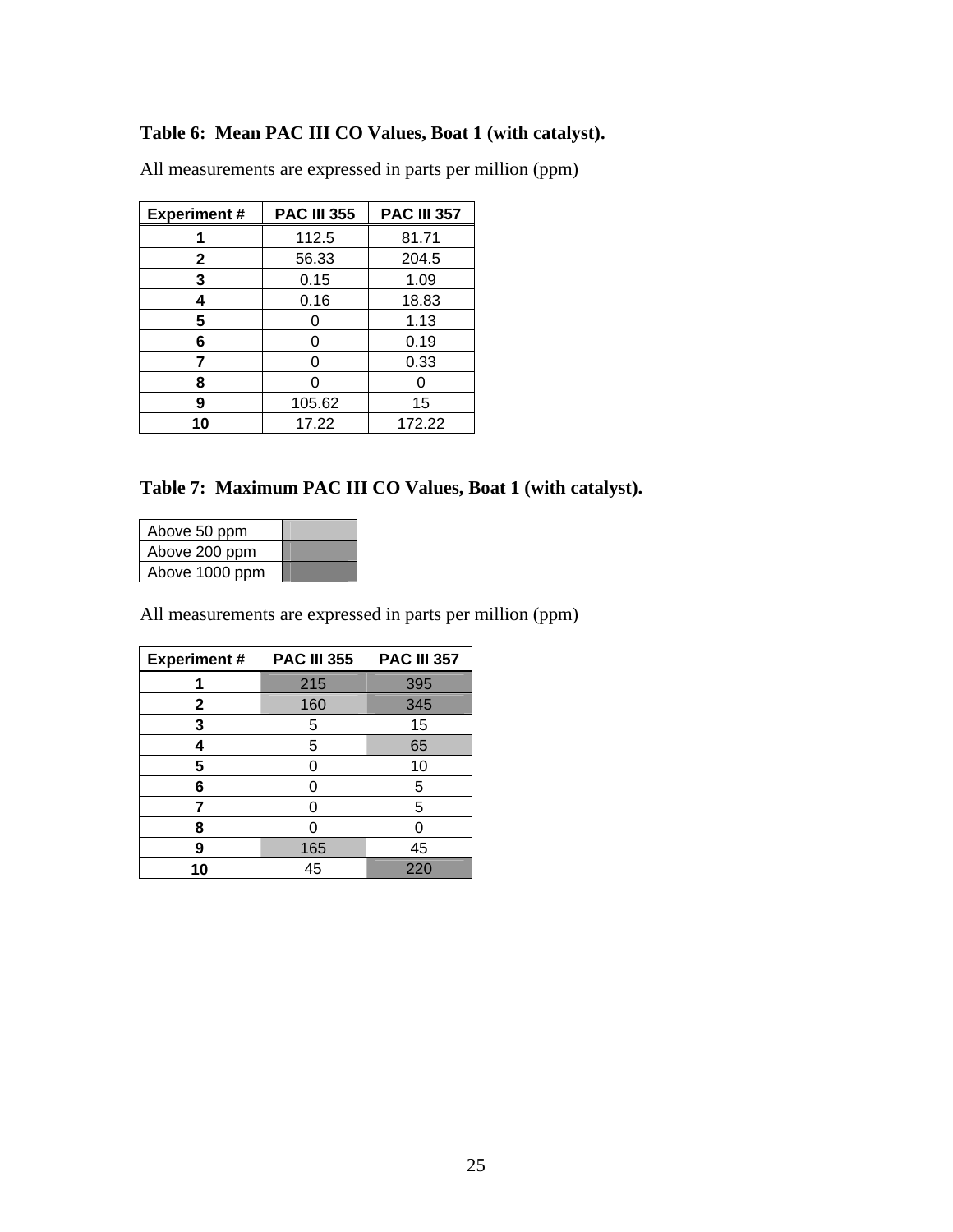**Table 6: Mean PAC III CO Values, Boat 1 (with catalyst).**

All measurements are expressed in parts per million (ppm)

| Experiment # | PAC III 355 | PAC III 357 |
|---|---|---|
| 1 | 112.5 | 81.71 |
| 2 | 56.33 | 204.5 |
| 3 | 0.15 | 1.09 |
| 4 | 0.16 | 18.83 |
| 5 | 0 | 1.13 |
| 6 | 0 | 0.19 |
| 7 | 0 | 0.33 |
| 8 | 0 | 0 |
| 9 | 105.62 | 15 |
| 10 | 17.22 | 172.22 |

**Table 7: Maximum PAC III CO Values, Boat 1 (with catalyst).**

| Legend | Shading |
|---|---|
| Above 50 ppm | light gray |
| Above 200 ppm | medium gray |
| Above 1000 ppm | dark gray |

All measurements are expressed in parts per million (ppm)

| Experiment # | PAC III 355 | PAC III 357 |
|---|---|---|
| 1 | 215 | 395 |
| 2 | 160 | 345 |
| 3 | 5 | 15 |
| 4 | 5 | 65 |
| 5 | 0 | 10 |
| 6 | 0 | 5 |
| 7 | 0 | 5 |
| 8 | 0 | 0 |
| 9 | 165 | 45 |
| 10 | 45 | 220 |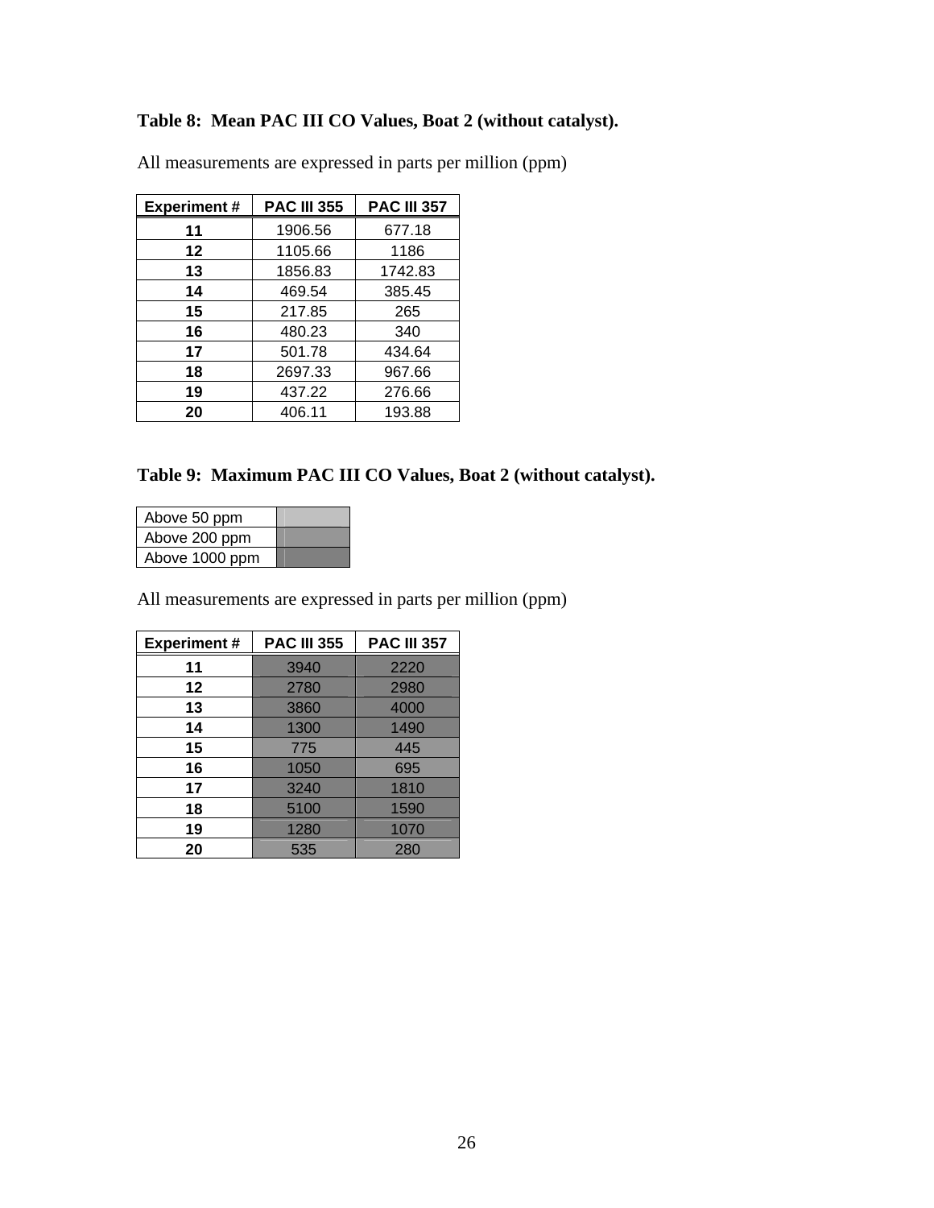**Table 8: Mean PAC III CO Values, Boat 2 (without catalyst).**

All measurements are expressed in parts per million (ppm)

| Experiment # | PAC III 355 | PAC III 357 |
|---|---|---|
| **11** | 1906.56 | 677.18 |
| **12** | 1105.66 | 1186 |
| **13** | 1856.83 | 1742.83 |
| **14** | 469.54 | 385.45 |
| **15** | 217.85 | 265 |
| **16** | 480.23 | 340 |
| **17** | 501.78 | 434.64 |
| **18** | 2697.33 | 967.66 |
| **19** | 437.22 | 276.66 |
| **20** | 406.11 | 193.88 |

**Table 9: Maximum PAC III CO Values, Boat 2 (without catalyst).**

| | |
|---|---|
| Above 50 ppm | |
| Above 200 ppm | |
| Above 1000 ppm | |

All measurements are expressed in parts per million (ppm)

| Experiment # | PAC III 355 | PAC III 357 |
|---|---|---|
| **11** | 3940 | 2220 |
| **12** | 2780 | 2980 |
| **13** | 3860 | 4000 |
| **14** | 1300 | 1490 |
| **15** | 775 | 445 |
| **16** | 1050 | 695 |
| **17** | 3240 | 1810 |
| **18** | 5100 | 1590 |
| **19** | 1280 | 1070 |
| **20** | 535 | 280 |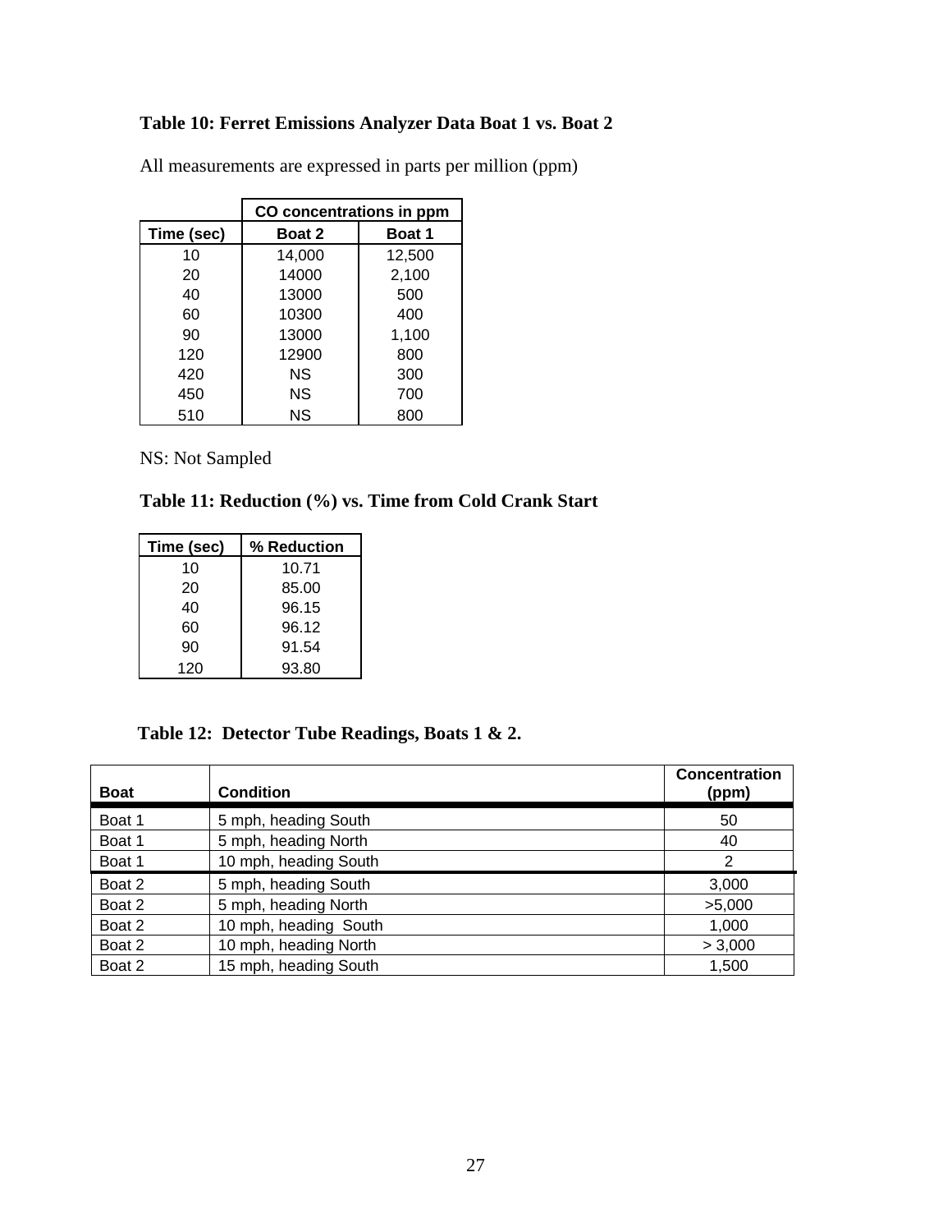**Table 10: Ferret Emissions Analyzer Data Boat 1 vs. Boat 2**

All measurements are expressed in parts per million (ppm)

| | CO concentrations in ppm | |
|---|---|---|
| **Time (sec)** | **Boat 2** | **Boat 1** |
| 10 | 14,000 | 12,500 |
| 20 | 14000 | 2,100 |
| 40 | 13000 | 500 |
| 60 | 10300 | 400 |
| 90 | 13000 | 1,100 |
| 120 | 12900 | 800 |
| 420 | NS | 300 |
| 450 | NS | 700 |
| 510 | NS | 800 |

NS: Not Sampled

**Table 11: Reduction (%) vs. Time from Cold Crank Start**

| Time (sec) | % Reduction |
|---|---|
| 10 | 10.71 |
| 20 | 85.00 |
| 40 | 96.15 |
| 60 | 96.12 |
| 90 | 91.54 |
| 120 | 93.80 |

**Table 12: Detector Tube Readings, Boats 1 & 2.**

| Boat | Condition | Concentration (ppm) |
|---|---|---|
| Boat 1 | 5 mph, heading South | 50 |
| Boat 1 | 5 mph, heading North | 40 |
| Boat 1 | 10 mph, heading South | 2 |
| Boat 2 | 5 mph, heading South | 3,000 |
| Boat 2 | 5 mph, heading North | >5,000 |
| Boat 2 | 10 mph, heading South | 1,000 |
| Boat 2 | 10 mph, heading North | > 3,000 |
| Boat 2 | 15 mph, heading South | 1,500 |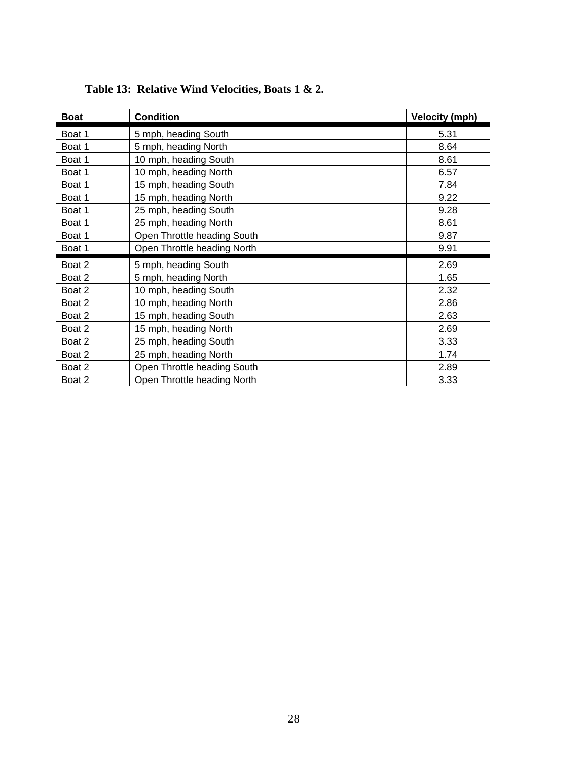**Table 13: Relative Wind Velocities, Boats 1 & 2.**

| Boat | Condition | Velocity (mph) |
| --- | --- | --- |
| Boat 1 | 5 mph, heading South | 5.31 |
| Boat 1 | 5 mph, heading North | 8.64 |
| Boat 1 | 10 mph, heading South | 8.61 |
| Boat 1 | 10 mph, heading North | 6.57 |
| Boat 1 | 15 mph, heading South | 7.84 |
| Boat 1 | 15 mph, heading North | 9.22 |
| Boat 1 | 25 mph, heading South | 9.28 |
| Boat 1 | 25 mph, heading North | 8.61 |
| Boat 1 | Open Throttle heading South | 9.87 |
| Boat 1 | Open Throttle heading North | 9.91 |
| Boat 2 | 5 mph, heading South | 2.69 |
| Boat 2 | 5 mph, heading North | 1.65 |
| Boat 2 | 10 mph, heading South | 2.32 |
| Boat 2 | 10 mph, heading North | 2.86 |
| Boat 2 | 15 mph, heading South | 2.63 |
| Boat 2 | 15 mph, heading North | 2.69 |
| Boat 2 | 25 mph, heading South | 3.33 |
| Boat 2 | 25 mph, heading North | 1.74 |
| Boat 2 | Open Throttle heading South | 2.89 |
| Boat 2 | Open Throttle heading North | 3.33 |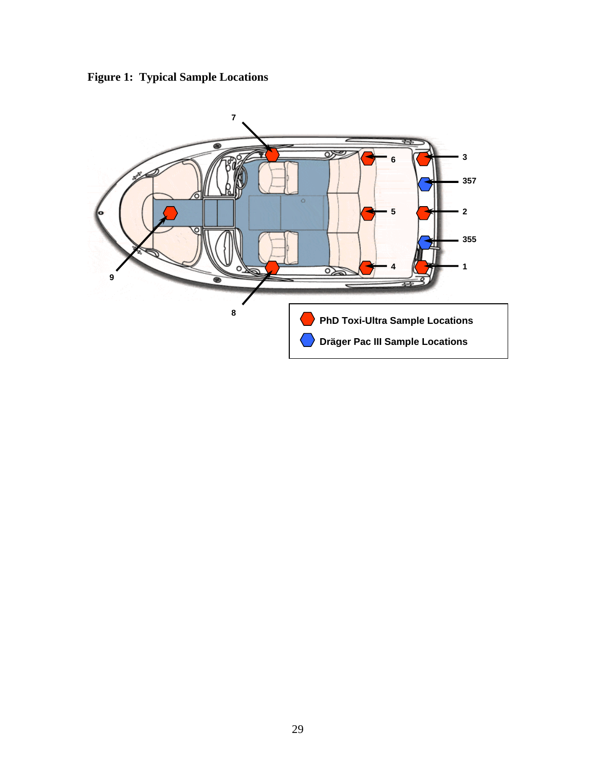**Figure 1: Typical Sample Locations**

PhD Toxi-Ultra Sample Locations

Dräger Pac III Sample Locations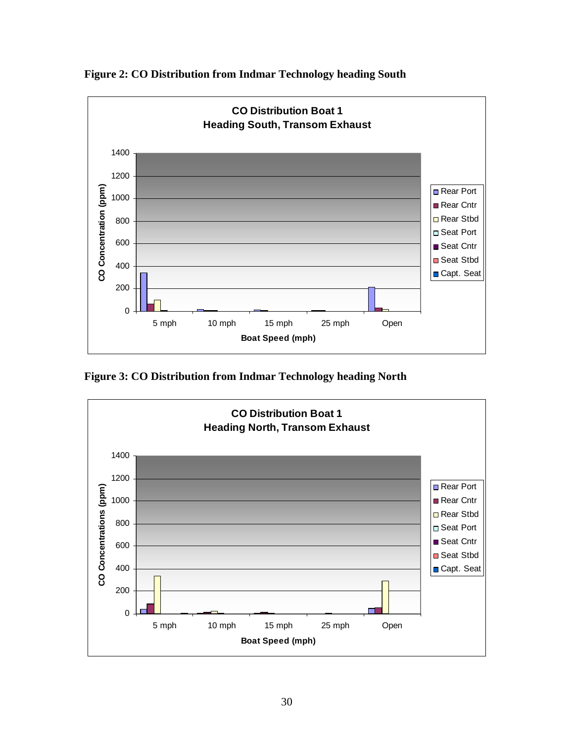**Figure 2: CO Distribution from Indmar Technology heading South**

**Figure 3: CO Distribution from Indmar Technology heading North**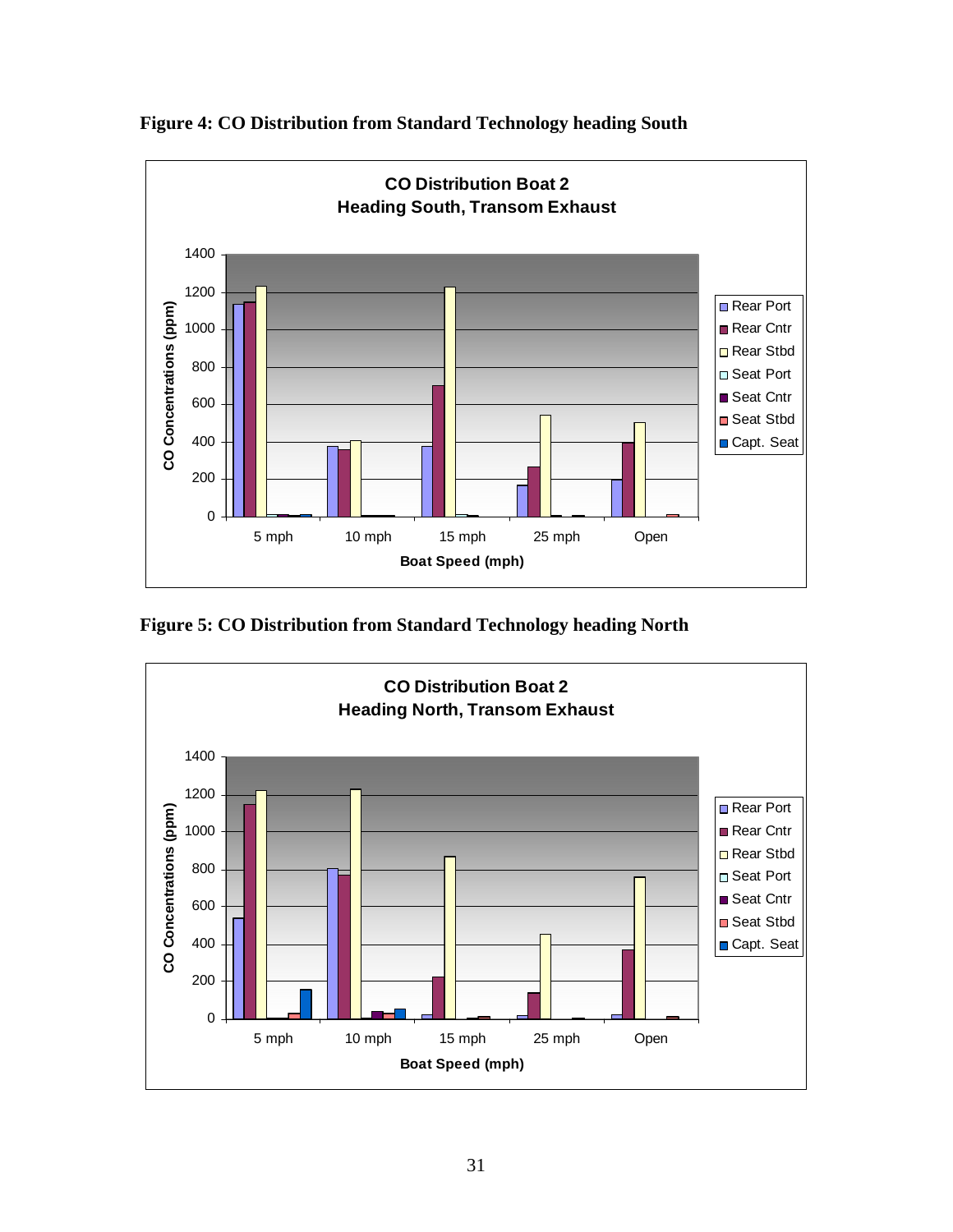**Figure 4: CO Distribution from Standard Technology heading South**

**Figure 5: CO Distribution from Standard Technology heading North**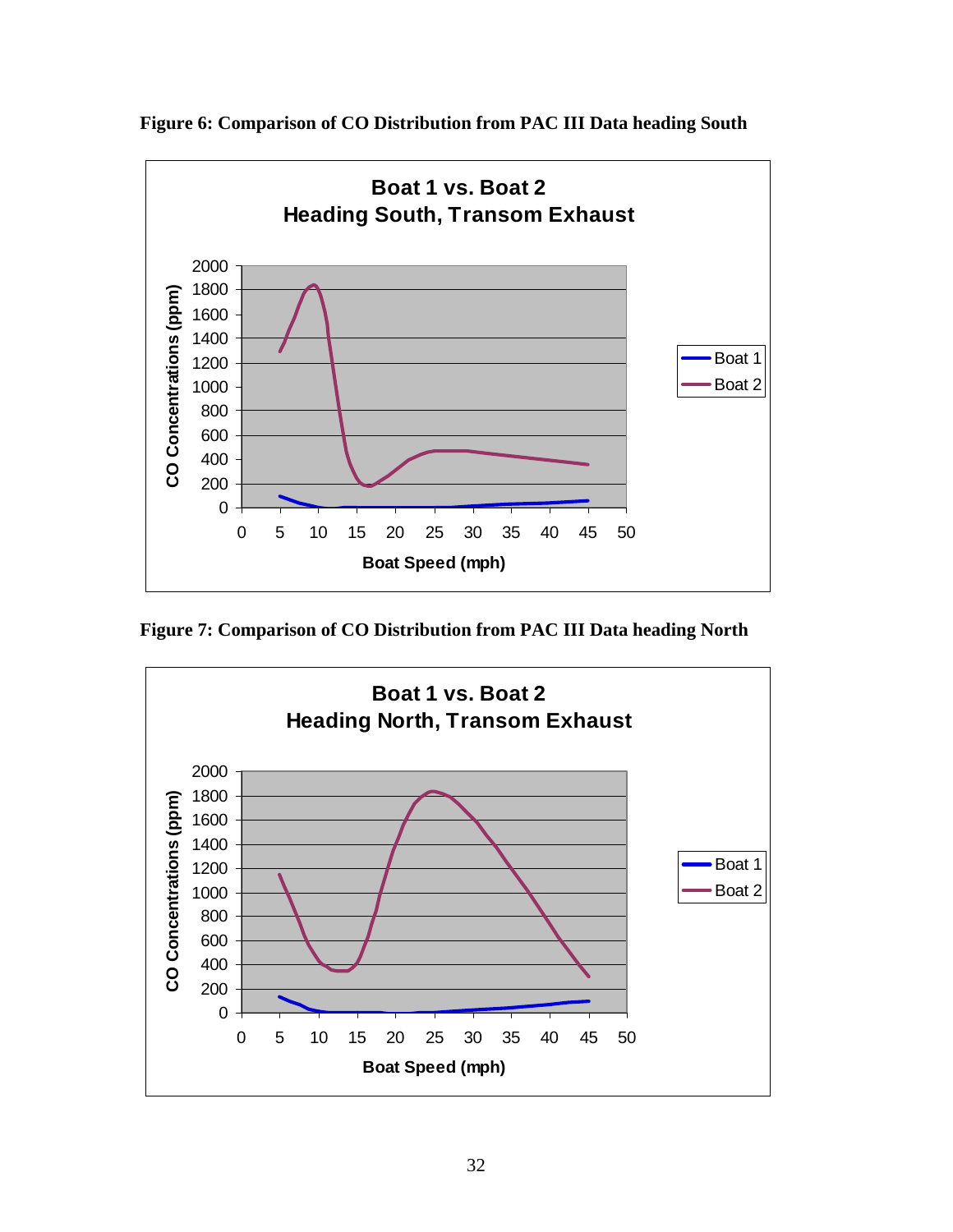**Figure 6: Comparison of CO Distribution from PAC III Data heading South**

**Figure 7: Comparison of CO Distribution from PAC III Data heading North**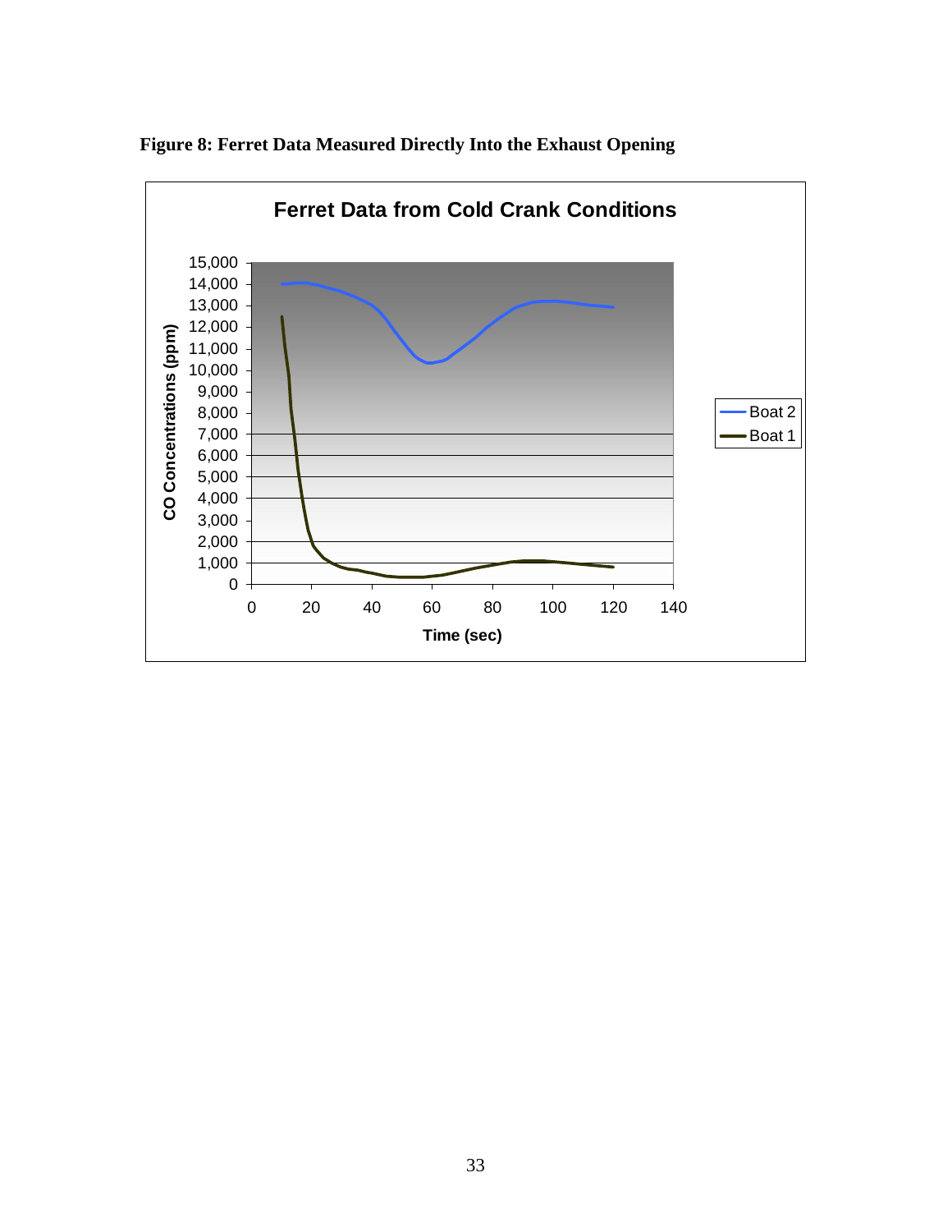**Figure 8: Ferret Data Measured Directly Into the Exhaust Opening**

Ferret Data from Cold Crank Conditions

CO Concentrations (ppm)

15,000
14,000
13,000
12,000
11,000
10,000
9,000
8,000
7,000
6,000
5,000
4,000
3,000
2,000
1,000
0

0 20 40 60 80 100 120 140

Time (sec)

Boat 2
Boat 1